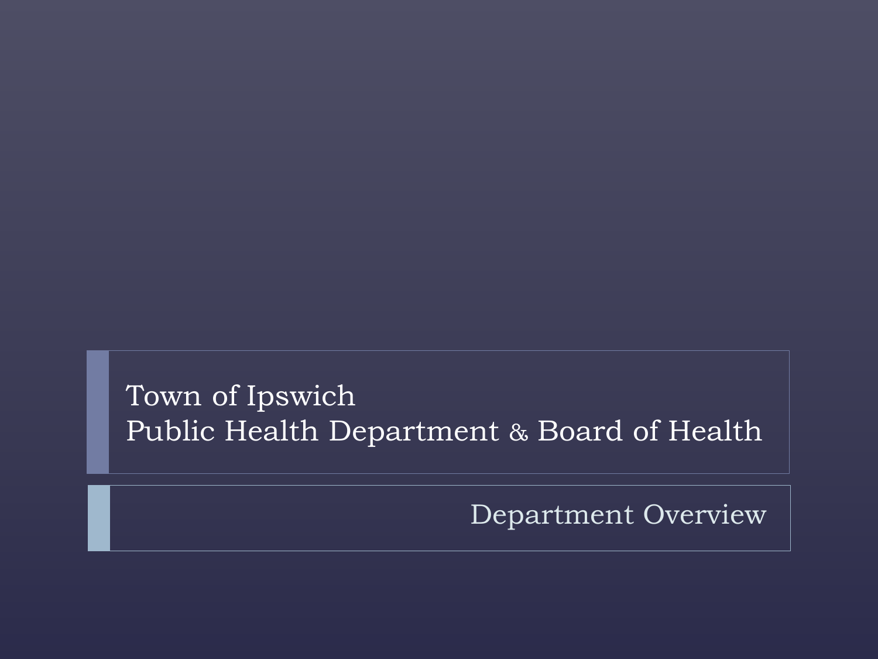# Town of Ipswich
# Public Health Department & Board of Health

## Department Overview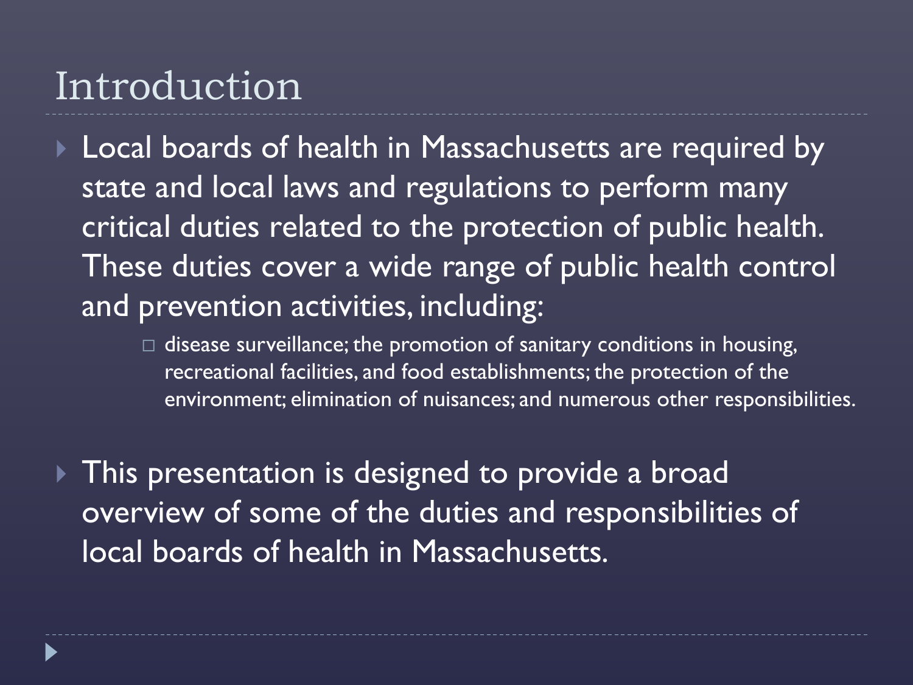# Introduction

- Local boards of health in Massachusetts are required by state and local laws and regulations to perform many critical duties related to the protection of public health. These duties cover a wide range of public health control and prevention activities, including:
  - disease surveillance; the promotion of sanitary conditions in housing, recreational facilities, and food establishments; the protection of the environment; elimination of nuisances; and numerous other responsibilities.
- This presentation is designed to provide a broad overview of some of the duties and responsibilities of local boards of health in Massachusetts.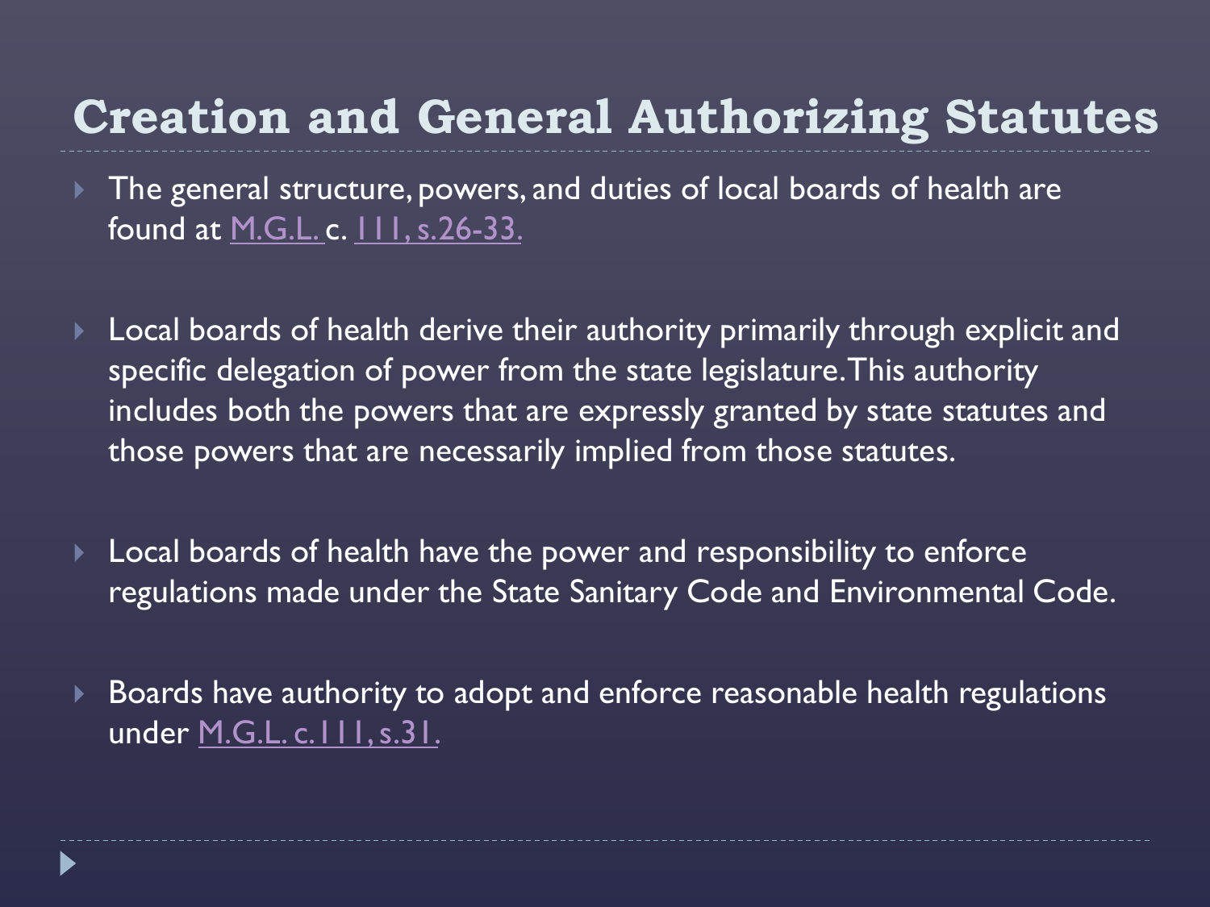# Creation and General Authorizing Statutes

- The general structure, powers, and duties of local boards of health are found at M.G.L. c. 111, s.26-33.
- Local boards of health derive their authority primarily through explicit and specific delegation of power from the state legislature. This authority includes both the powers that are expressly granted by state statutes and those powers that are necessarily implied from those statutes.
- Local boards of health have the power and responsibility to enforce regulations made under the State Sanitary Code and Environmental Code.
- Boards have authority to adopt and enforce reasonable health regulations under M.G.L. c.111, s.31.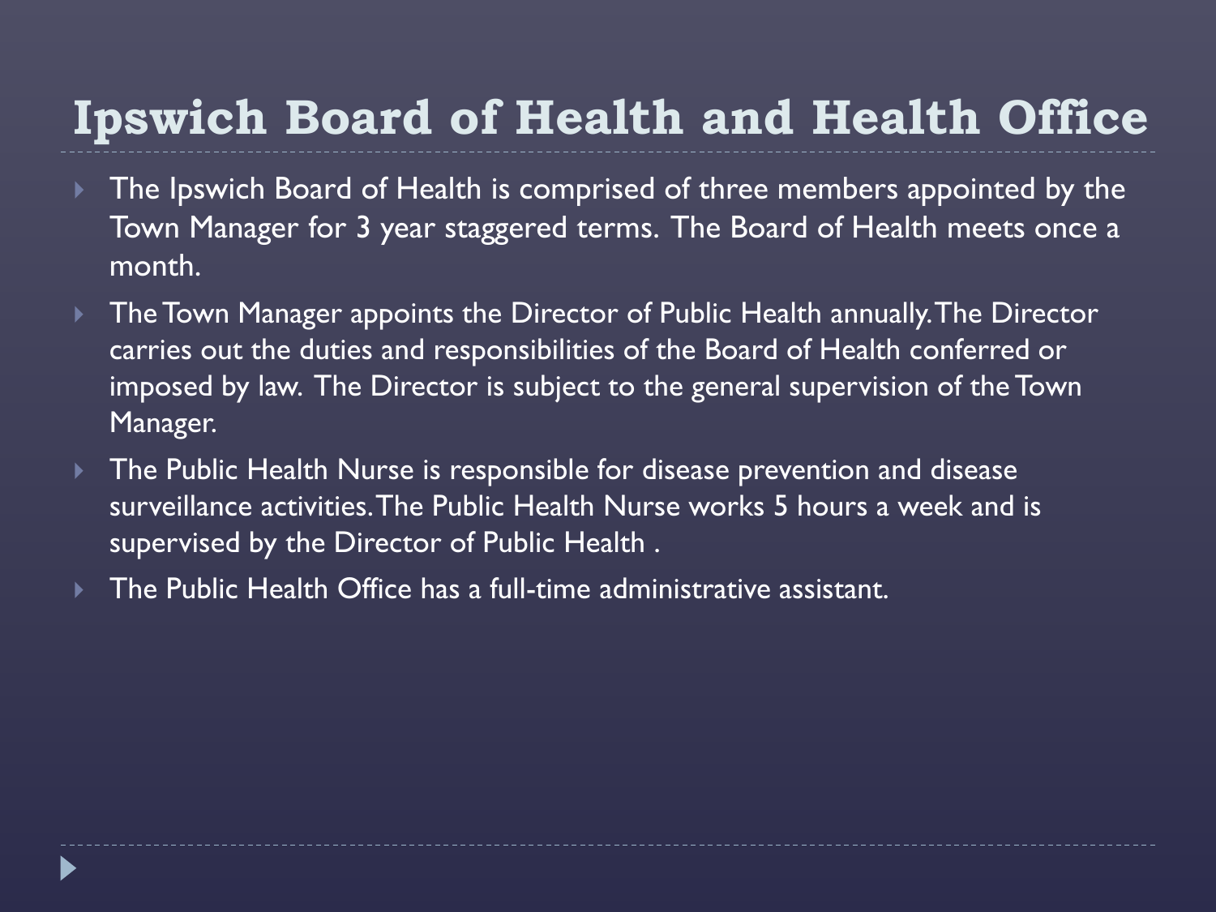# Ipswich Board of Health and Health Office

- The Ipswich Board of Health is comprised of three members appointed by the Town Manager for 3 year staggered terms. The Board of Health meets once a month.
- The Town Manager appoints the Director of Public Health annually. The Director carries out the duties and responsibilities of the Board of Health conferred or imposed by law. The Director is subject to the general supervision of the Town Manager.
- The Public Health Nurse is responsible for disease prevention and disease surveillance activities. The Public Health Nurse works 5 hours a week and is supervised by the Director of Public Health .
- The Public Health Office has a full-time administrative assistant.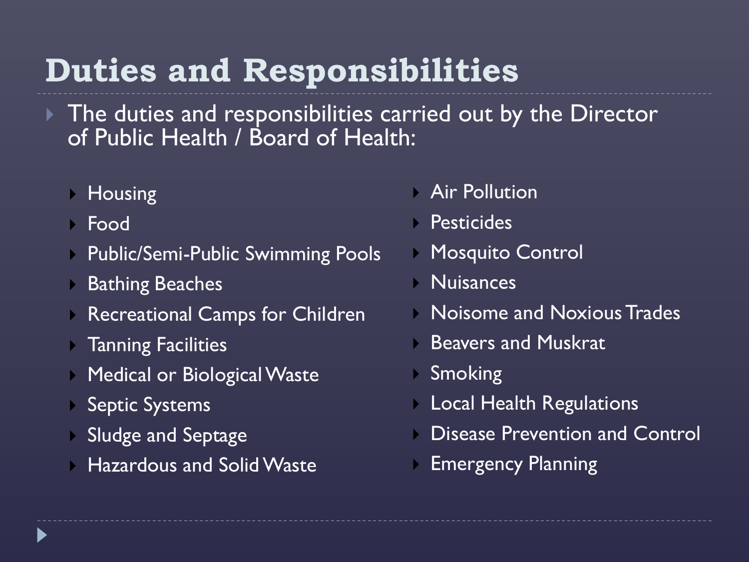# Duties and Responsibilities

- The duties and responsibilities carried out by the Director of Public Health / Board of Health:
  - Housing
  - Food
  - Public/Semi-Public Swimming Pools
  - Bathing Beaches
  - Recreational Camps for Children
  - Tanning Facilities
  - Medical or Biological Waste
  - Septic Systems
  - Sludge and Septage
  - Hazardous and Solid Waste
  - Air Pollution
  - Pesticides
  - Mosquito Control
  - Nuisances
  - Noisome and Noxious Trades
  - Beavers and Muskrat
  - Smoking
  - Local Health Regulations
  - Disease Prevention and Control
  - Emergency Planning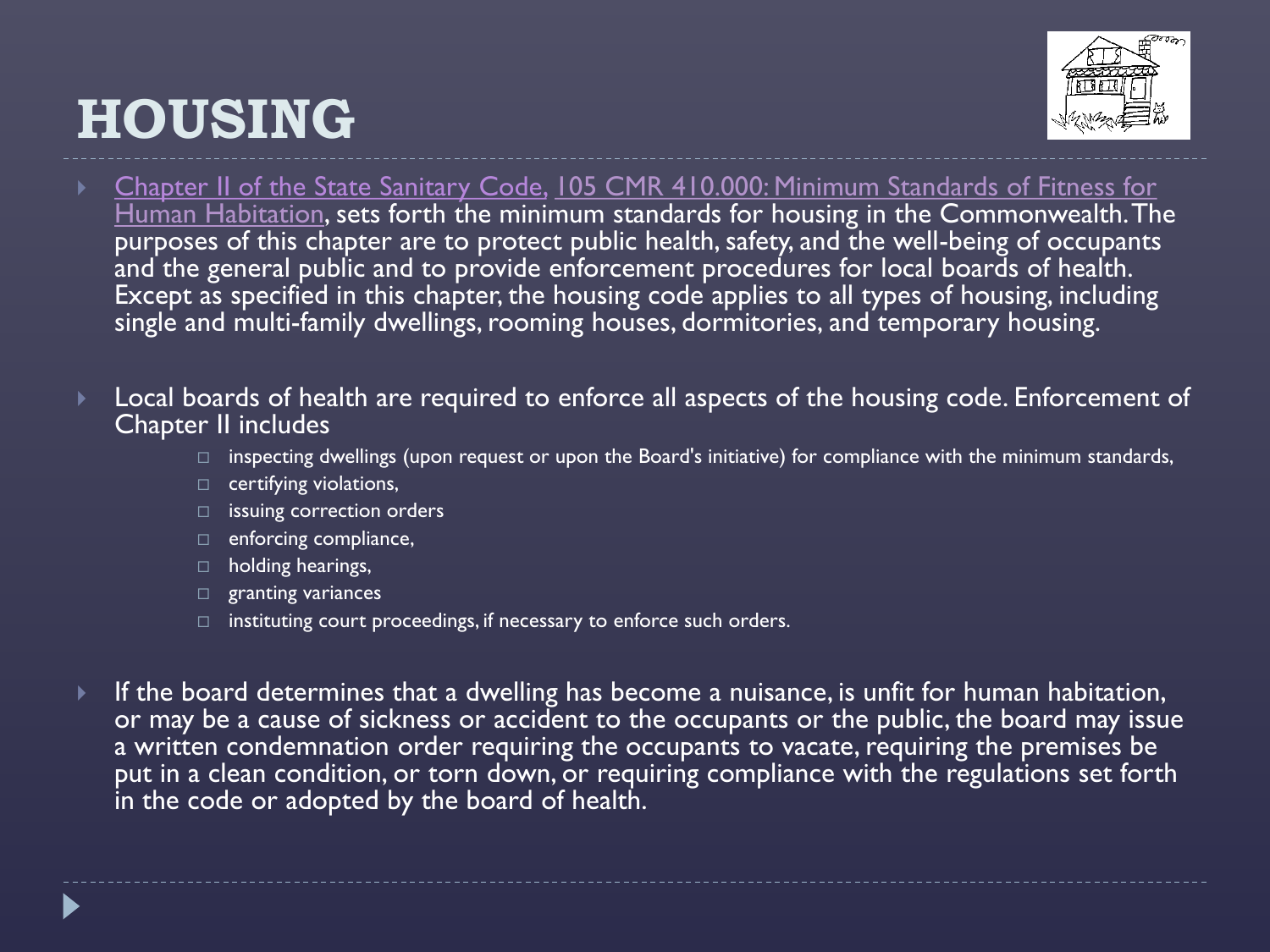# HOUSING

- Chapter II of the State Sanitary Code, 105 CMR 410.000: Minimum Standards of Fitness for Human Habitation, sets forth the minimum standards for housing in the Commonwealth. The purposes of this chapter are to protect public health, safety, and the well-being of occupants and the general public and to provide enforcement procedures for local boards of health. Except as specified in this chapter, the housing code applies to all types of housing, including single and multi-family dwellings, rooming houses, dormitories, and temporary housing.

- Local boards of health are required to enforce all aspects of the housing code. Enforcement of Chapter II includes
  - inspecting dwellings (upon request or upon the Board's initiative) for compliance with the minimum standards,
  - certifying violations,
  - issuing correction orders
  - enforcing compliance,
  - holding hearings,
  - granting variances
  - instituting court proceedings, if necessary to enforce such orders.

- If the board determines that a dwelling has become a nuisance, is unfit for human habitation, or may be a cause of sickness or accident to the occupants or the public, the board may issue a written condemnation order requiring the occupants to vacate, requiring the premises be put in a clean condition, or torn down, or requiring compliance with the regulations set forth in the code or adopted by the board of health.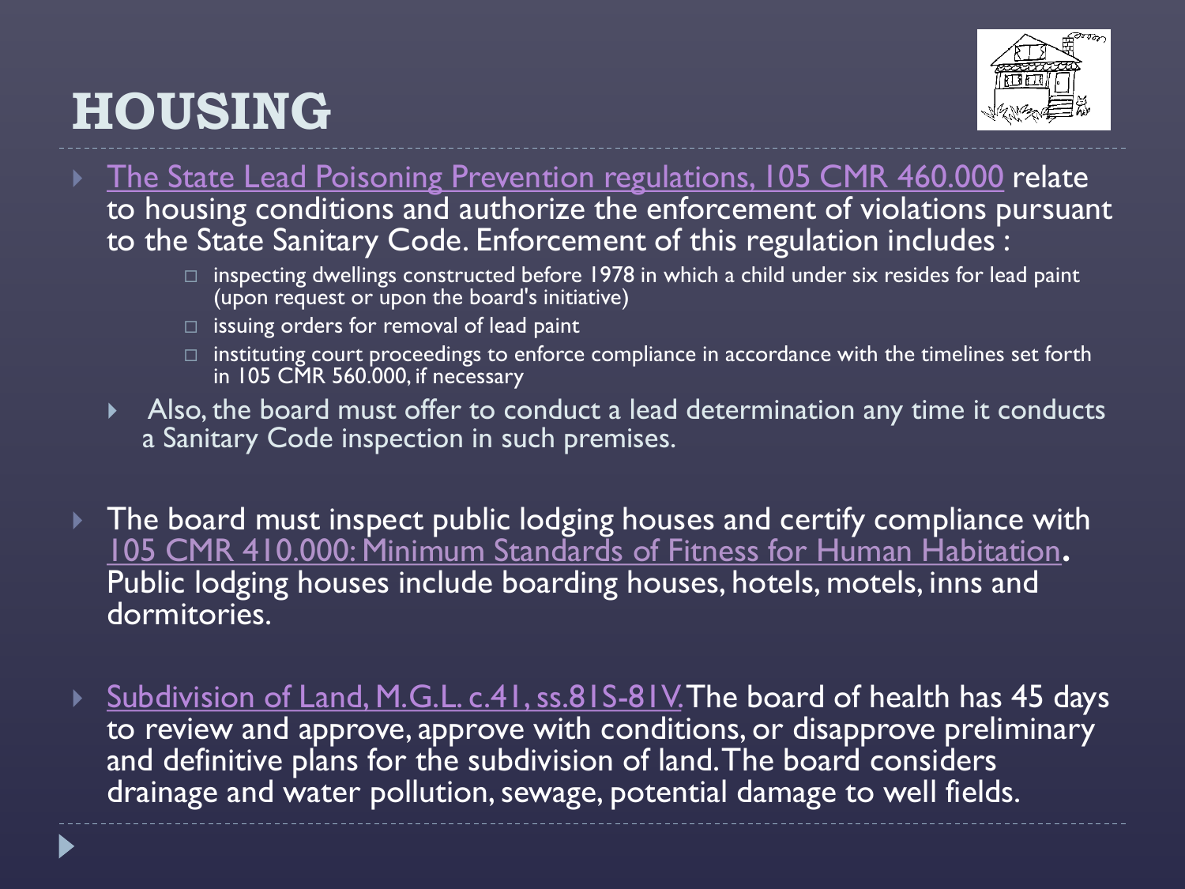# HOUSING

- The State Lead Poisoning Prevention regulations, 105 CMR 460.000 relate to housing conditions and authorize the enforcement of violations pursuant to the State Sanitary Code. Enforcement of this regulation includes :
  - inspecting dwellings constructed before 1978 in which a child under six resides for lead paint (upon request or upon the board's initiative)
  - issuing orders for removal of lead paint
  - instituting court proceedings to enforce compliance in accordance with the timelines set forth in 105 CMR 560.000, if necessary
  - Also, the board must offer to conduct a lead determination any time it conducts a Sanitary Code inspection in such premises.

- The board must inspect public lodging houses and certify compliance with 105 CMR 410.000: Minimum Standards of Fitness for Human Habitation**.** Public lodging houses include boarding houses, hotels, motels, inns and dormitories.

- Subdivision of Land, M.G.L. c.41, ss.81S-81V. The board of health has 45 days to review and approve, approve with conditions, or disapprove preliminary and definitive plans for the subdivision of land. The board considers drainage and water pollution, sewage, potential damage to well fields.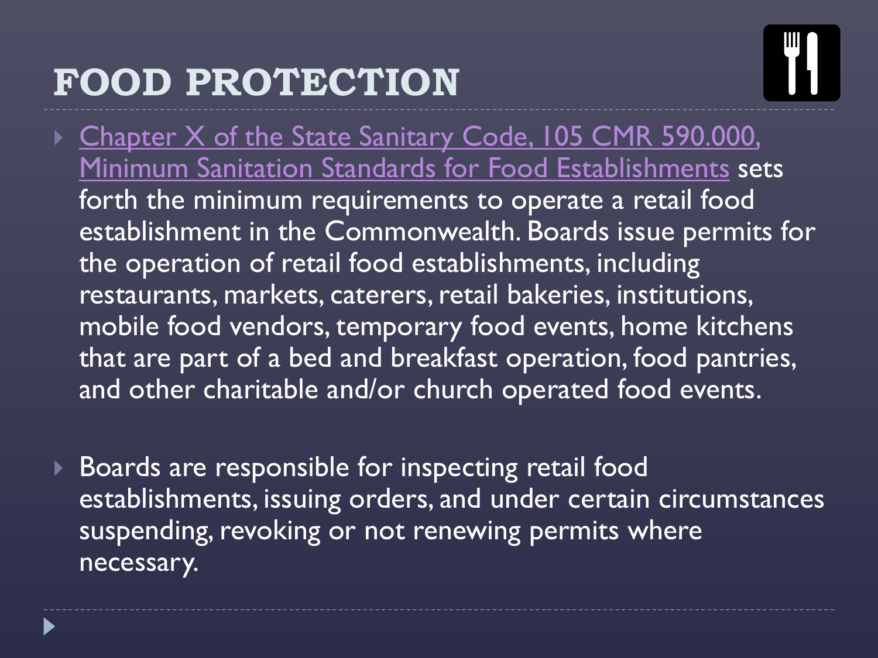# FOOD PROTECTION

- Chapter X of the State Sanitary Code, 105 CMR 590.000, Minimum Sanitation Standards for Food Establishments sets forth the minimum requirements to operate a retail food establishment in the Commonwealth. Boards issue permits for the operation of retail food establishments, including restaurants, markets, caterers, retail bakeries, institutions, mobile food vendors, temporary food events, home kitchens that are part of a bed and breakfast operation, food pantries, and other charitable and/or church operated food events.

- Boards are responsible for inspecting retail food establishments, issuing orders, and under certain circumstances suspending, revoking or not renewing permits where necessary.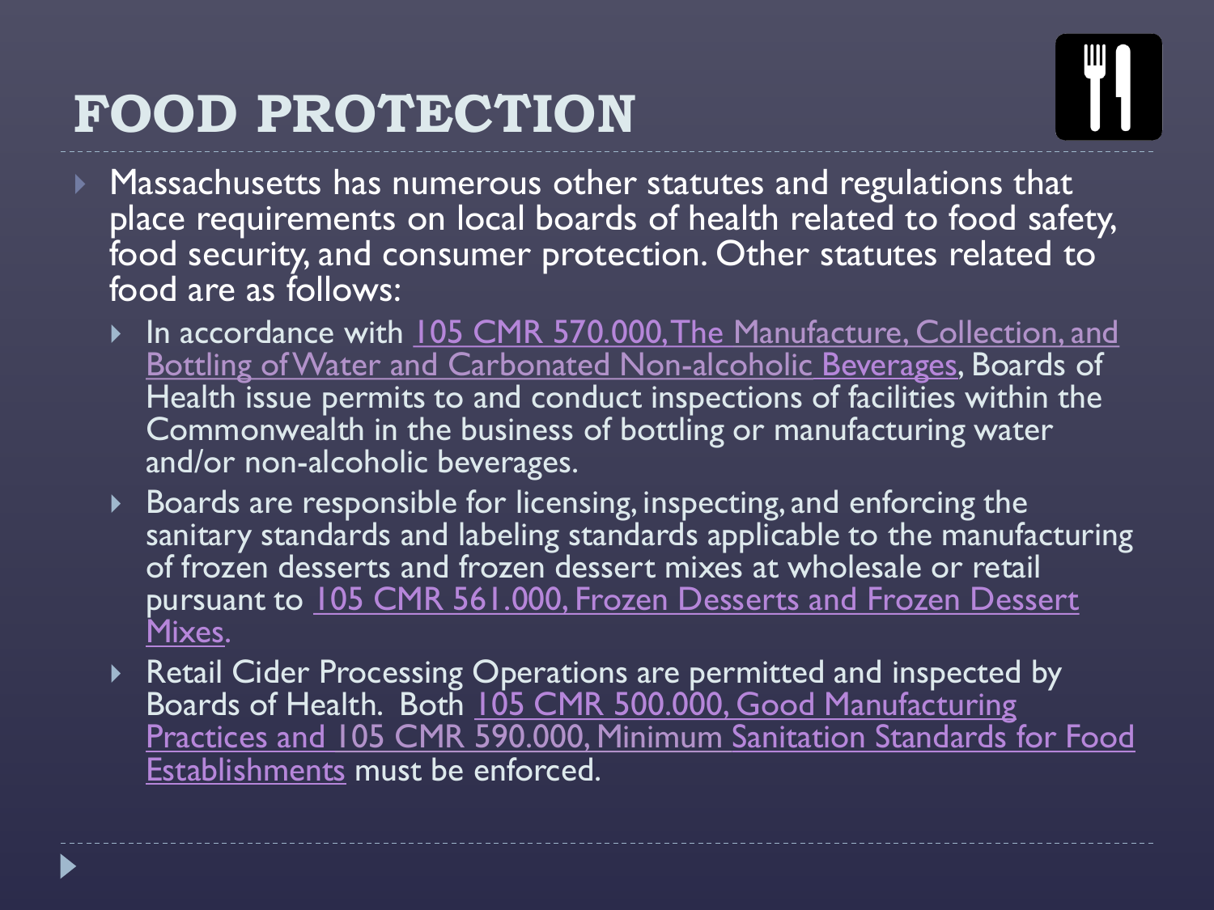# FOOD PROTECTION

- Massachusetts has numerous other statutes and regulations that place requirements on local boards of health related to food safety, food security, and consumer protection. Other statutes related to food are as follows:
  - In accordance with 105 CMR 570.000, The Manufacture, Collection, and Bottling of Water and Carbonated Non-alcoholic Beverages, Boards of Health issue permits to and conduct inspections of facilities within the Commonwealth in the business of bottling or manufacturing water and/or non-alcoholic beverages.
  - Boards are responsible for licensing, inspecting, and enforcing the sanitary standards and labeling standards applicable to the manufacturing of frozen desserts and frozen dessert mixes at wholesale or retail pursuant to 105 CMR 561.000, Frozen Desserts and Frozen Dessert Mixes.
  - Retail Cider Processing Operations are permitted and inspected by Boards of Health. Both 105 CMR 500.000, Good Manufacturing Practices and 105 CMR 590.000, Minimum Sanitation Standards for Food Establishments must be enforced.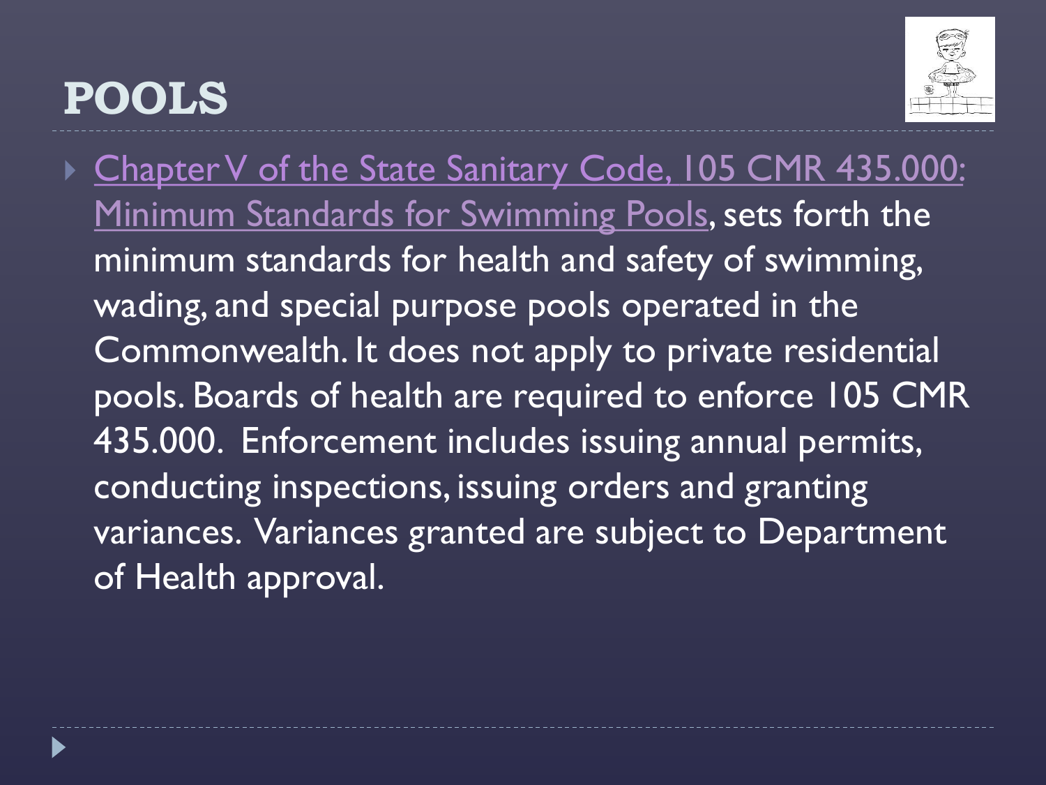# POOLS

- Chapter V of the State Sanitary Code, 105 CMR 435.000: Minimum Standards for Swimming Pools, sets forth the minimum standards for health and safety of swimming, wading, and special purpose pools operated in the Commonwealth. It does not apply to private residential pools. Boards of health are required to enforce 105 CMR 435.000. Enforcement includes issuing annual permits, conducting inspections, issuing orders and granting variances. Variances granted are subject to Department of Health approval.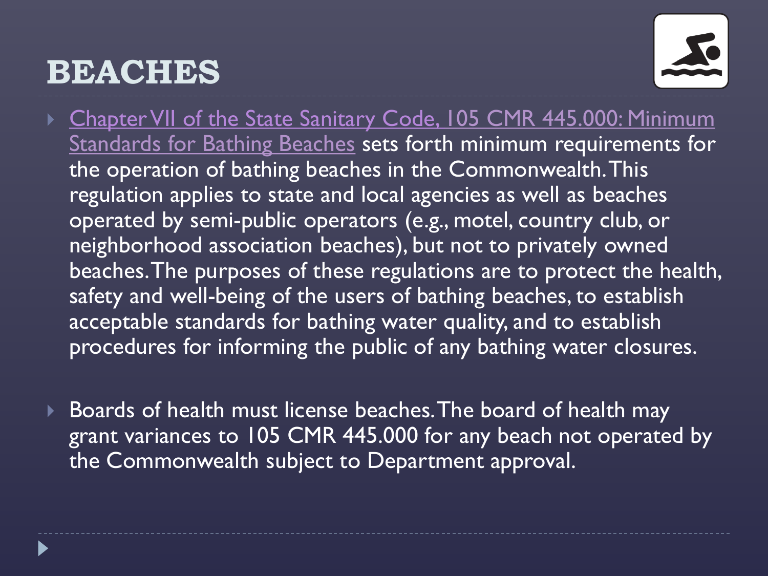# BEACHES

- Chapter VII of the State Sanitary Code, 105 CMR 445.000: Minimum Standards for Bathing Beaches sets forth minimum requirements for the operation of bathing beaches in the Commonwealth. This regulation applies to state and local agencies as well as beaches operated by semi-public operators (e.g., motel, country club, or neighborhood association beaches), but not to privately owned beaches. The purposes of these regulations are to protect the health, safety and well-being of the users of bathing beaches, to establish acceptable standards for bathing water quality, and to establish procedures for informing the public of any bathing water closures.

- Boards of health must license beaches. The board of health may grant variances to 105 CMR 445.000 for any beach not operated by the Commonwealth subject to Department approval.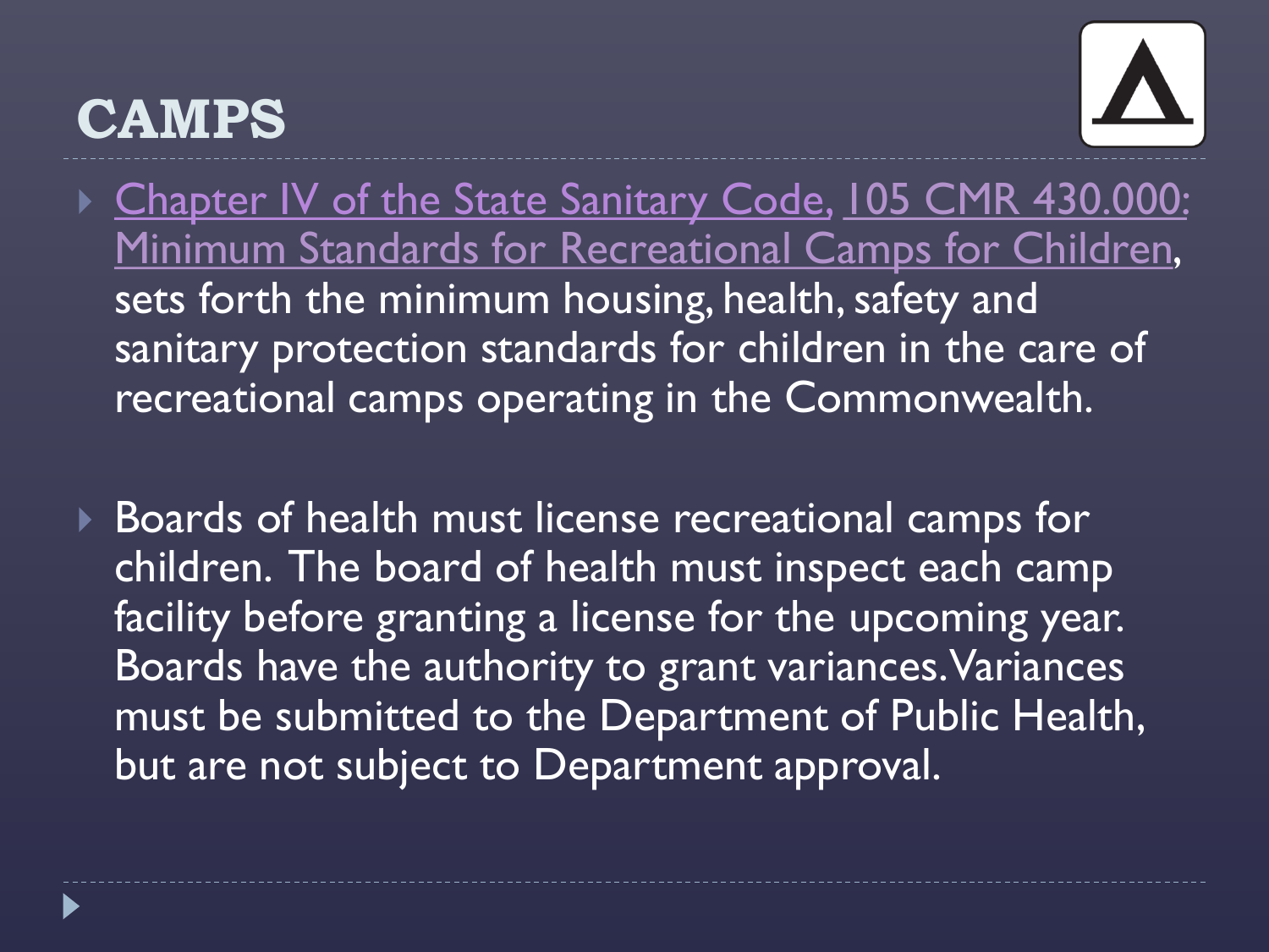# CAMPS

- Chapter IV of the State Sanitary Code, 105 CMR 430.000: Minimum Standards for Recreational Camps for Children, sets forth the minimum housing, health, safety and sanitary protection standards for children in the care of recreational camps operating in the Commonwealth.

- Boards of health must license recreational camps for children. The board of health must inspect each camp facility before granting a license for the upcoming year. Boards have the authority to grant variances. Variances must be submitted to the Department of Public Health, but are not subject to Department approval.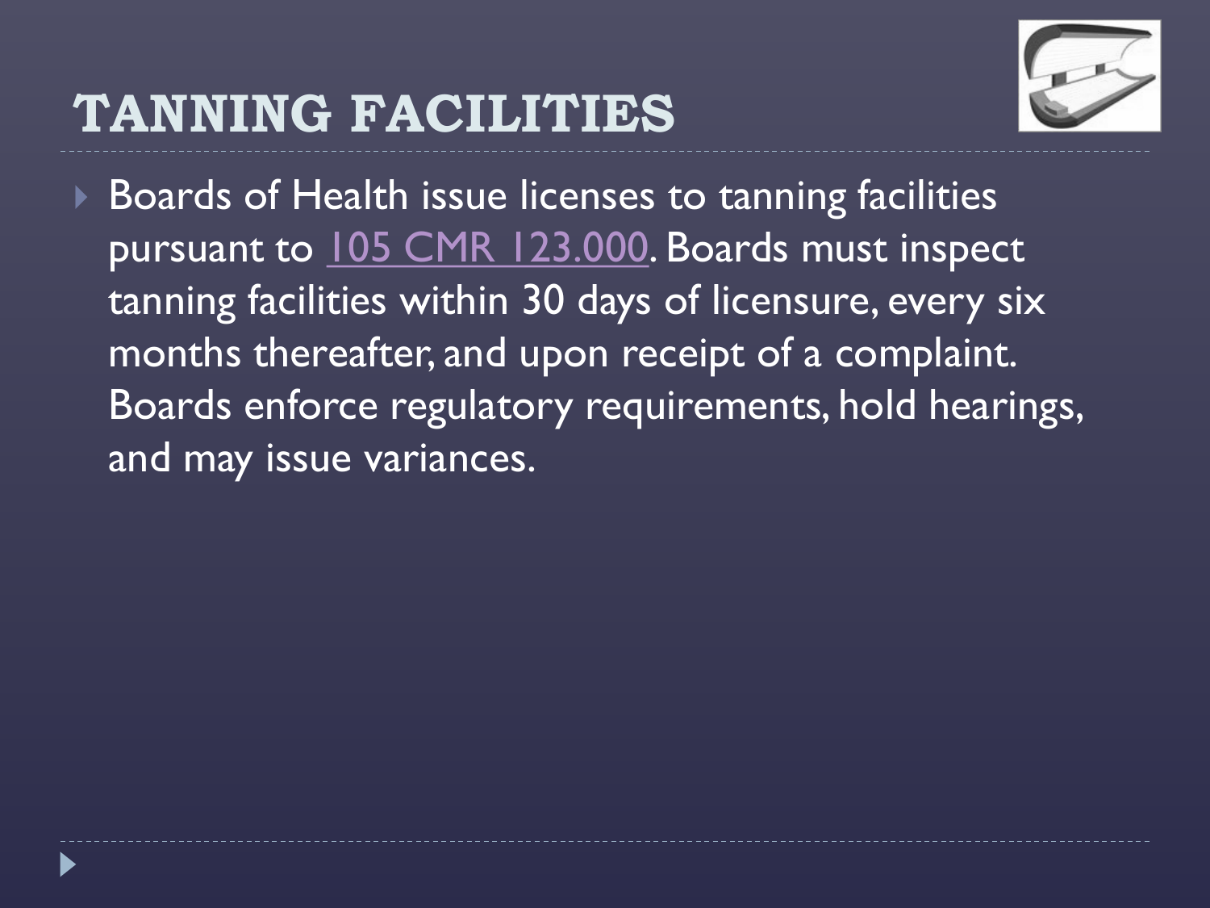# TANNING FACILITIES

- Boards of Health issue licenses to tanning facilities pursuant to 105 CMR 123.000. Boards must inspect tanning facilities within 30 days of licensure, every six months thereafter, and upon receipt of a complaint. Boards enforce regulatory requirements, hold hearings, and may issue variances.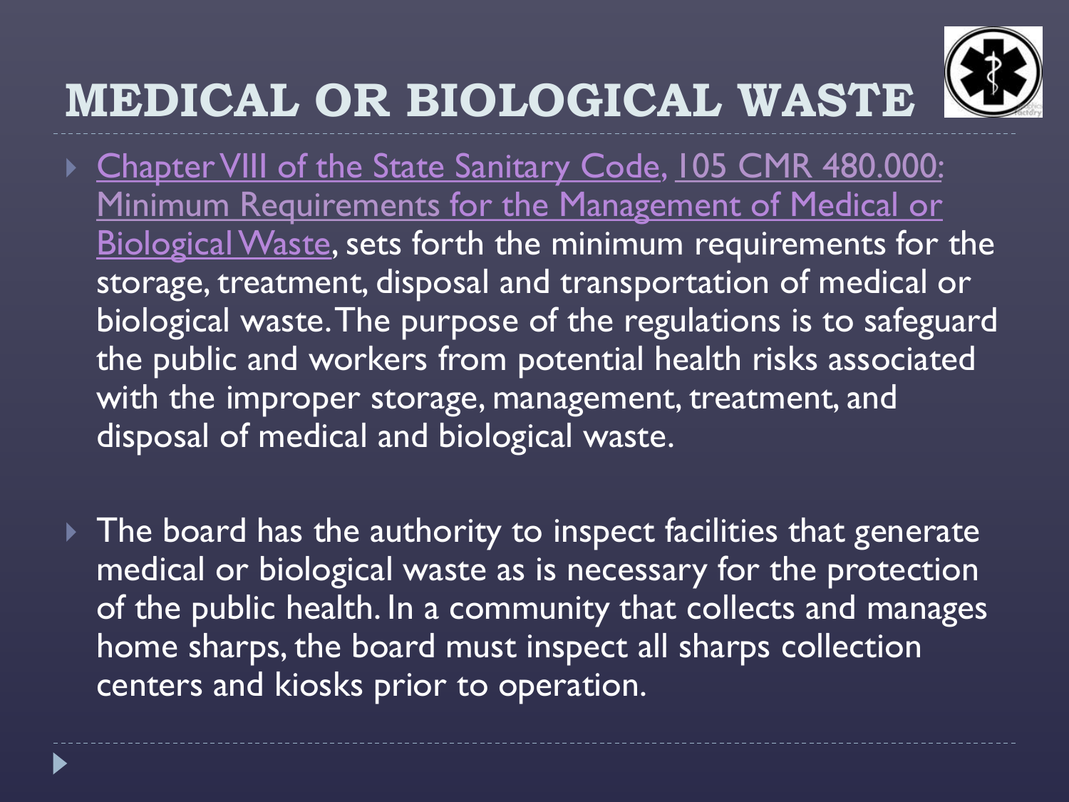# MEDICAL OR BIOLOGICAL WASTE

- Chapter VIII of the State Sanitary Code, 105 CMR 480.000: Minimum Requirements for the Management of Medical or Biological Waste, sets forth the minimum requirements for the storage, treatment, disposal and transportation of medical or biological waste. The purpose of the regulations is to safeguard the public and workers from potential health risks associated with the improper storage, management, treatment, and disposal of medical and biological waste.

- The board has the authority to inspect facilities that generate medical or biological waste as is necessary for the protection of the public health. In a community that collects and manages home sharps, the board must inspect all sharps collection centers and kiosks prior to operation.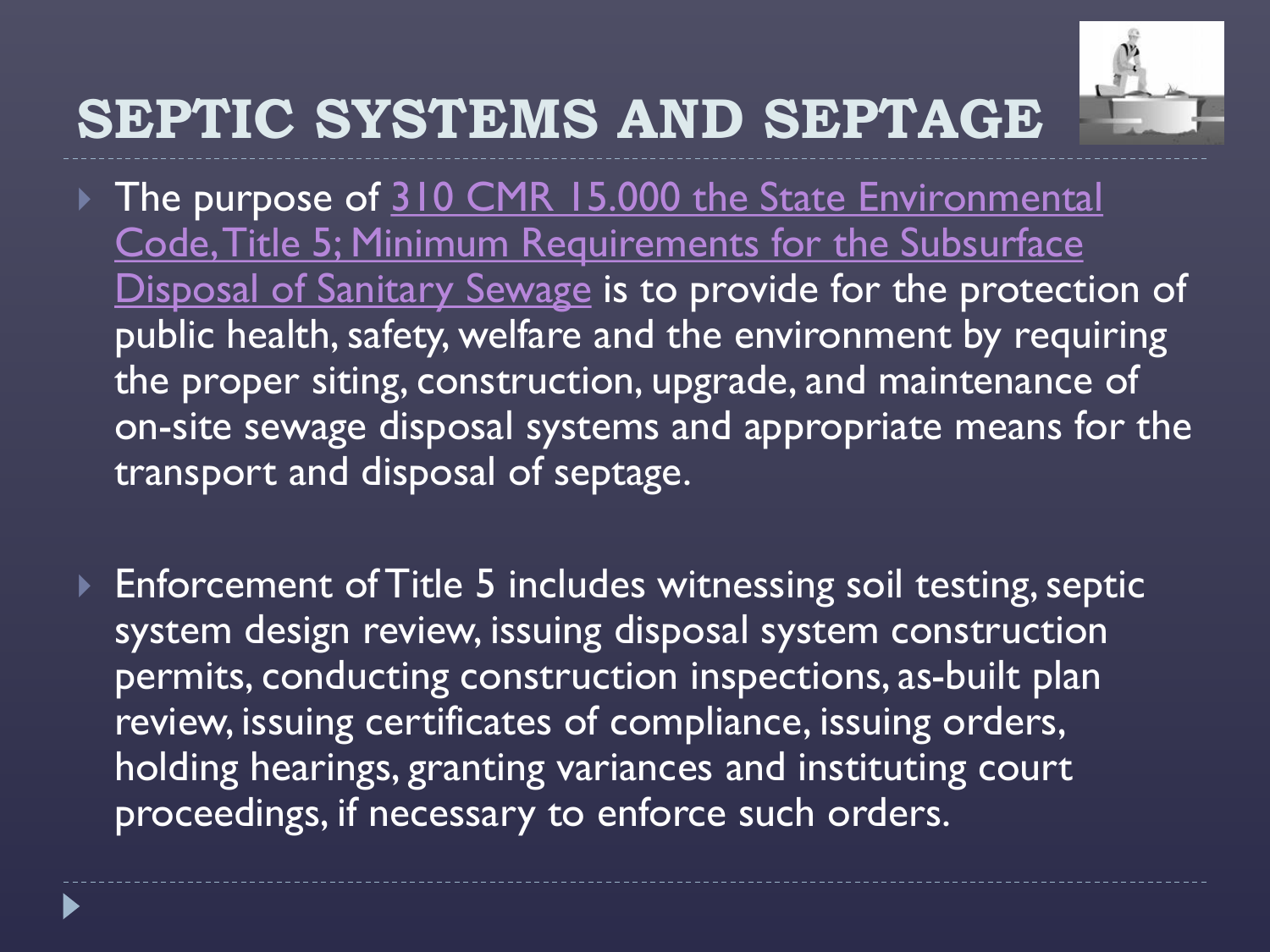# SEPTIC SYSTEMS AND SEPTAGE

- The purpose of 310 CMR 15.000 the State Environmental Code, Title 5; Minimum Requirements for the Subsurface Disposal of Sanitary Sewage is to provide for the protection of public health, safety, welfare and the environment by requiring the proper siting, construction, upgrade, and maintenance of on-site sewage disposal systems and appropriate means for the transport and disposal of septage.

- Enforcement of Title 5 includes witnessing soil testing, septic system design review, issuing disposal system construction permits, conducting construction inspections, as-built plan review, issuing certificates of compliance, issuing orders, holding hearings, granting variances and instituting court proceedings, if necessary to enforce such orders.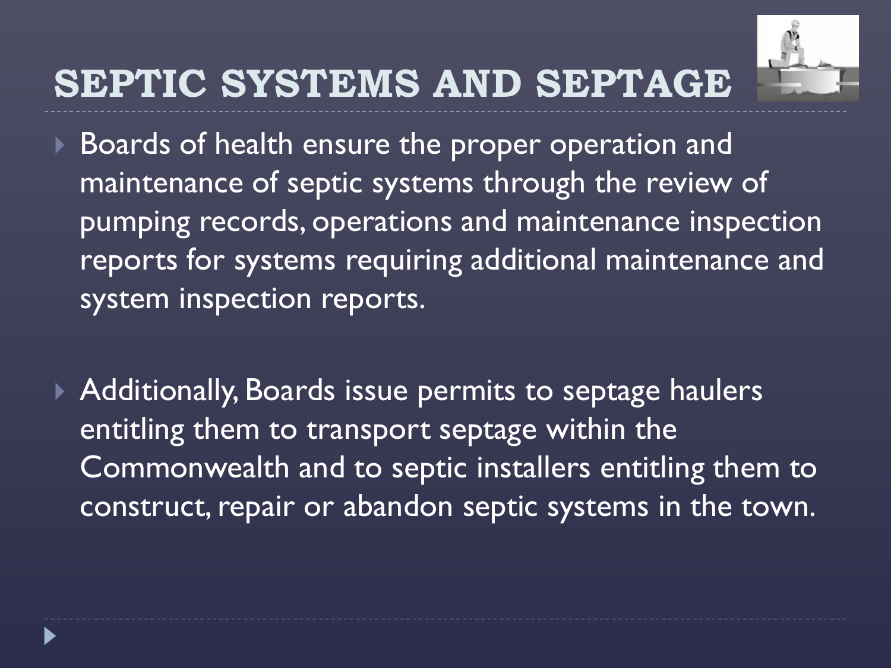# SEPTIC SYSTEMS AND SEPTAGE

- Boards of health ensure the proper operation and maintenance of septic systems through the review of pumping records, operations and maintenance inspection reports for systems requiring additional maintenance and system inspection reports.

- Additionally, Boards issue permits to septage haulers entitling them to transport septage within the Commonwealth and to septic installers entitling them to construct, repair or abandon septic systems in the town.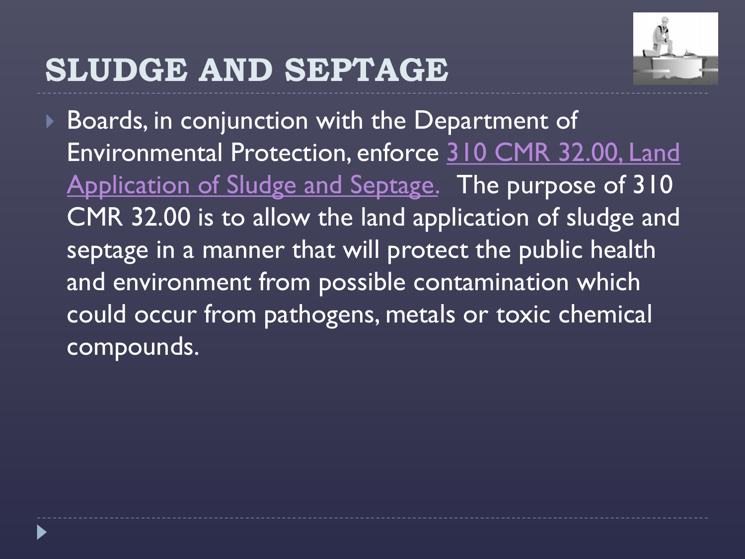# SLUDGE AND SEPTAGE

- Boards, in conjunction with the Department of Environmental Protection, enforce 310 CMR 32.00, Land Application of Sludge and Septage. The purpose of 310 CMR 32.00 is to allow the land application of sludge and septage in a manner that will protect the public health and environment from possible contamination which could occur from pathogens, metals or toxic chemical compounds.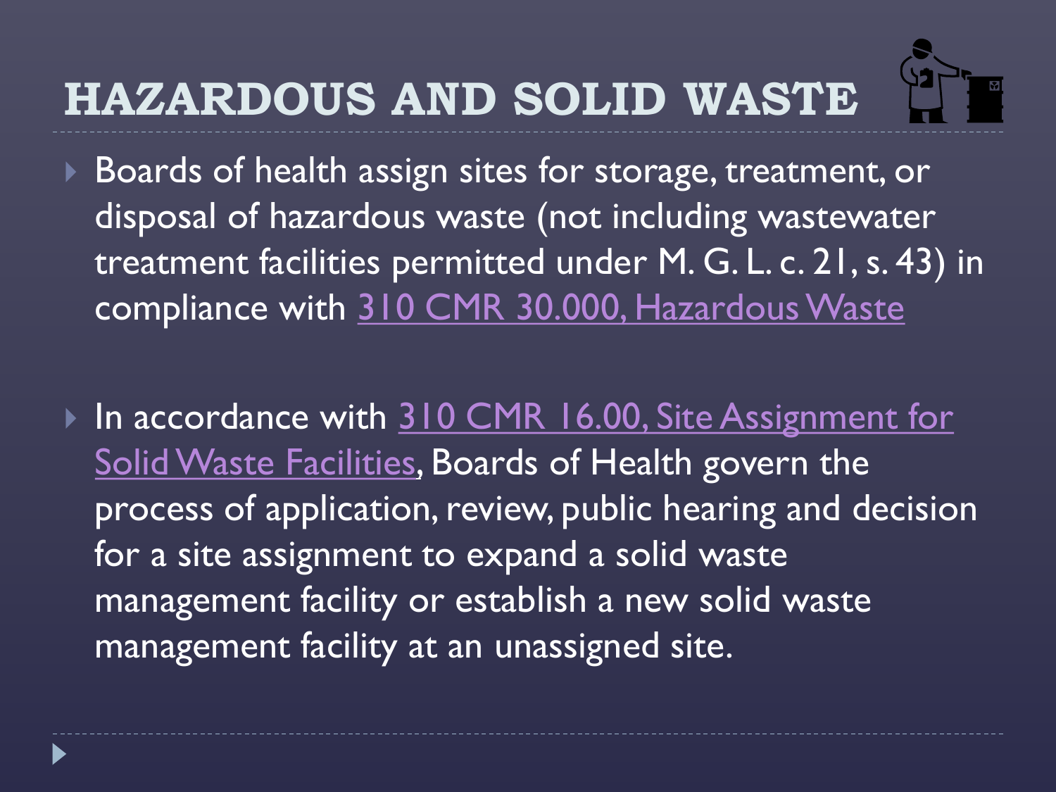# HAZARDOUS AND SOLID WASTE

- Boards of health assign sites for storage, treatment, or disposal of hazardous waste (not including wastewater treatment facilities permitted under M. G. L. c. 21, s. 43) in compliance with 310 CMR 30.000, Hazardous Waste

- In accordance with 310 CMR 16.00, Site Assignment for Solid Waste Facilities, Boards of Health govern the process of application, review, public hearing and decision for a site assignment to expand a solid waste management facility or establish a new solid waste management facility at an unassigned site.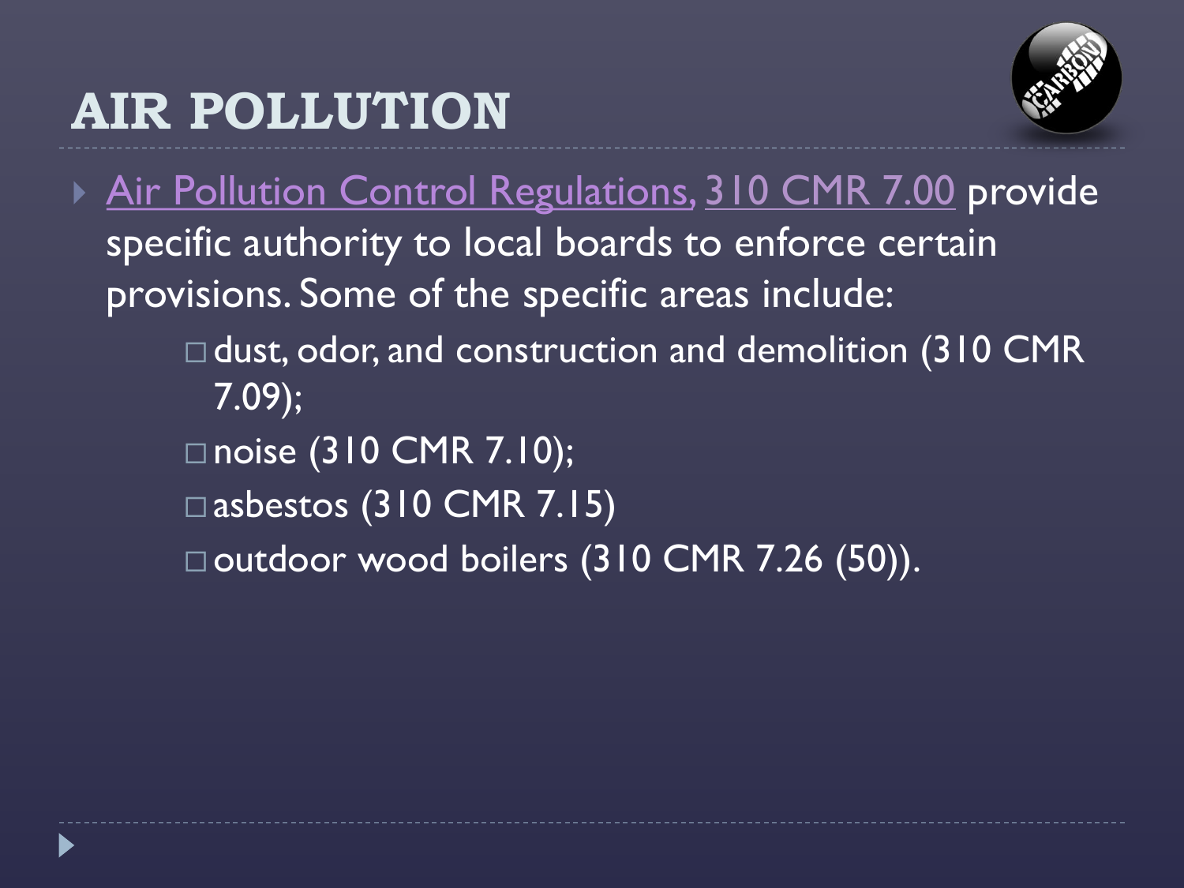# AIR POLLUTION

- Air Pollution Control Regulations, 310 CMR 7.00 provide specific authority to local boards to enforce certain provisions. Some of the specific areas include:
  - dust, odor, and construction and demolition (310 CMR 7.09);
  - noise (310 CMR 7.10);
  - asbestos (310 CMR 7.15)
  - outdoor wood boilers (310 CMR 7.26 (50)).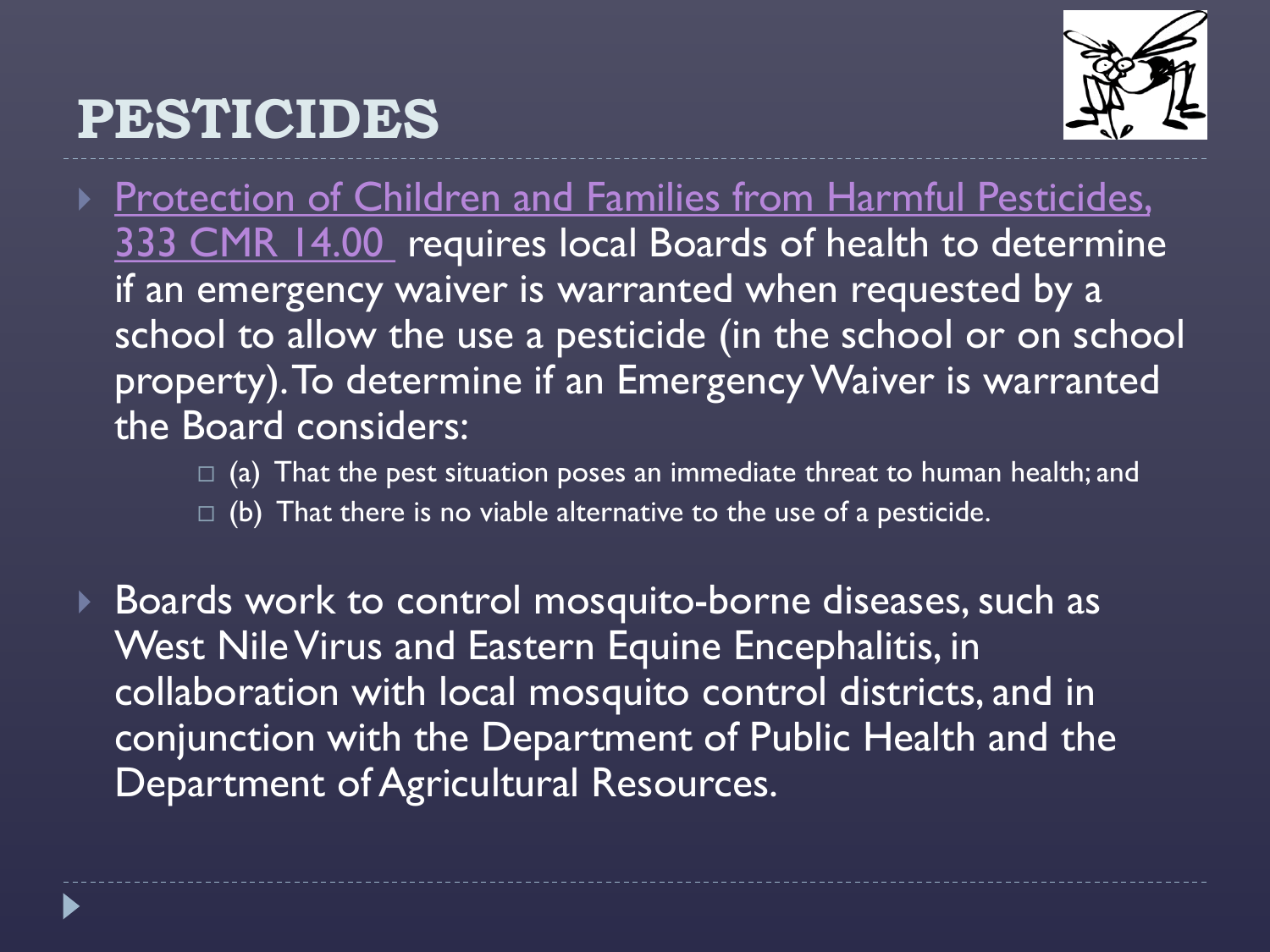# PESTICIDES

- Protection of Children and Families from Harmful Pesticides, 333 CMR 14.00 requires local Boards of health to determine if an emergency waiver is warranted when requested by a school to allow the use a pesticide (in the school or on school property). To determine if an Emergency Waiver is warranted the Board considers:
  - (a) That the pest situation poses an immediate threat to human health; and
  - (b) That there is no viable alternative to the use of a pesticide.
- Boards work to control mosquito-borne diseases, such as West Nile Virus and Eastern Equine Encephalitis, in collaboration with local mosquito control districts, and in conjunction with the Department of Public Health and the Department of Agricultural Resources.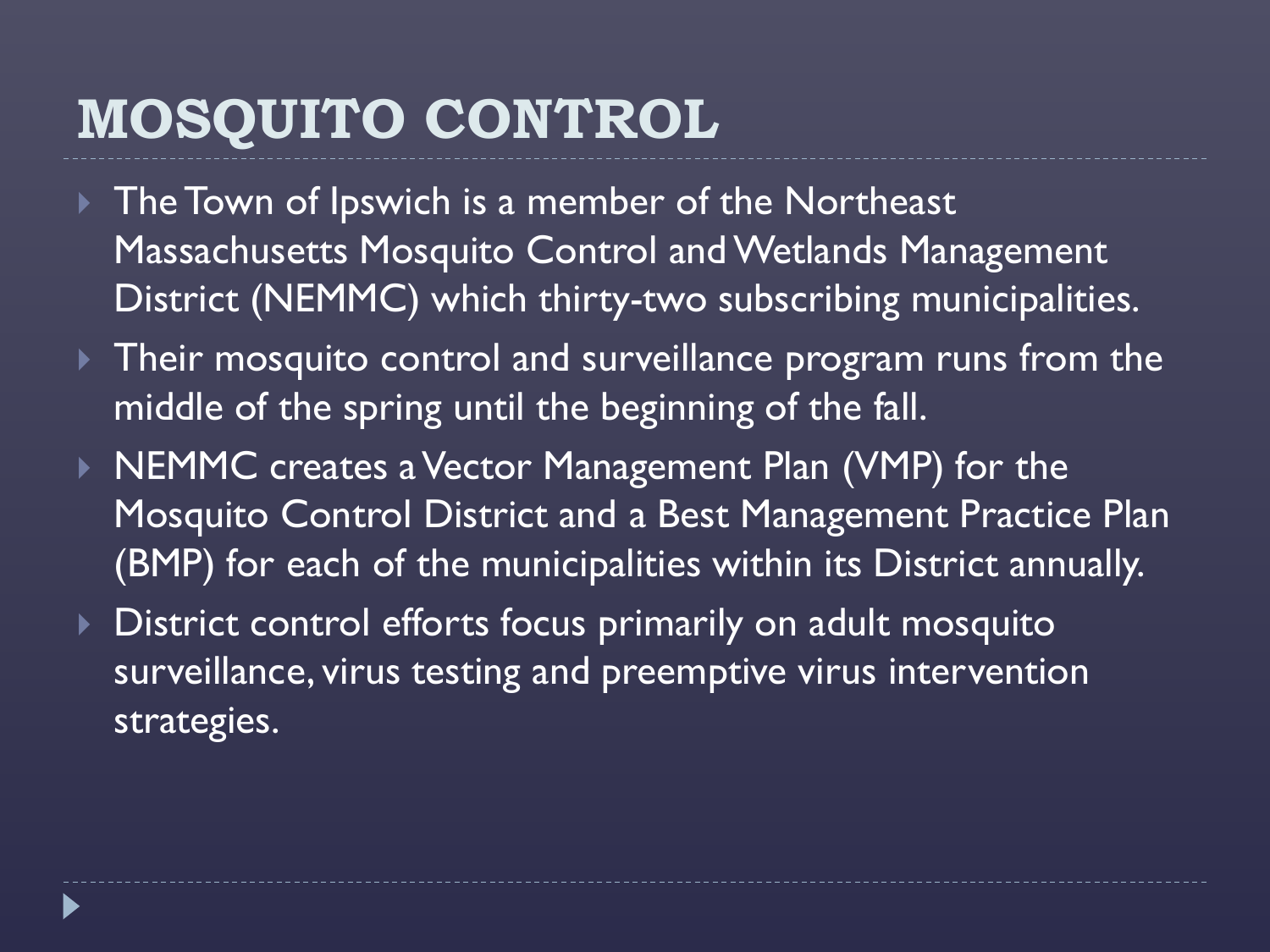# MOSQUITO CONTROL

- The Town of Ipswich is a member of the Northeast Massachusetts Mosquito Control and Wetlands Management District (NEMMC) which thirty-two subscribing municipalities.
- Their mosquito control and surveillance program runs from the middle of the spring until the beginning of the fall.
- NEMMC creates a Vector Management Plan (VMP) for the Mosquito Control District and a Best Management Practice Plan (BMP) for each of the municipalities within its District annually.
- District control efforts focus primarily on adult mosquito surveillance, virus testing and preemptive virus intervention strategies.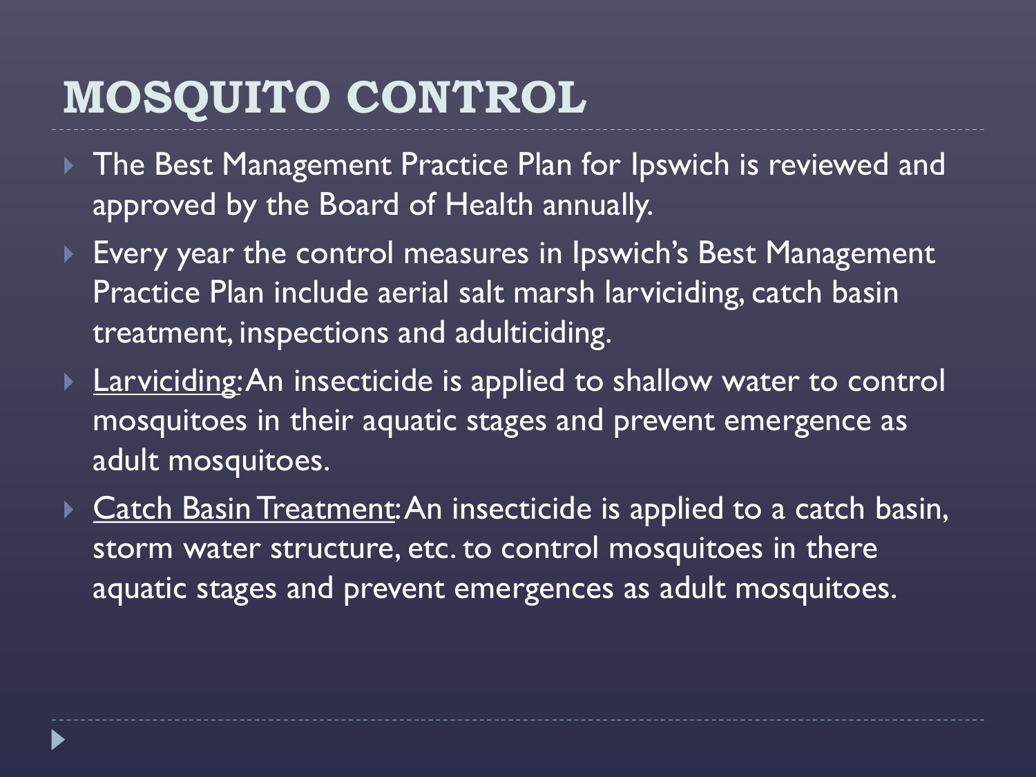# MOSQUITO CONTROL

- The Best Management Practice Plan for Ipswich is reviewed and approved by the Board of Health annually.
- Every year the control measures in Ipswich's Best Management Practice Plan include aerial salt marsh larviciding, catch basin treatment, inspections and adulticiding.
- <u>Larviciding</u>: An insecticide is applied to shallow water to control mosquitoes in their aquatic stages and prevent emergence as adult mosquitoes.
- <u>Catch Basin Treatment</u>: An insecticide is applied to a catch basin, storm water structure, etc. to control mosquitoes in there aquatic stages and prevent emergences as adult mosquitoes.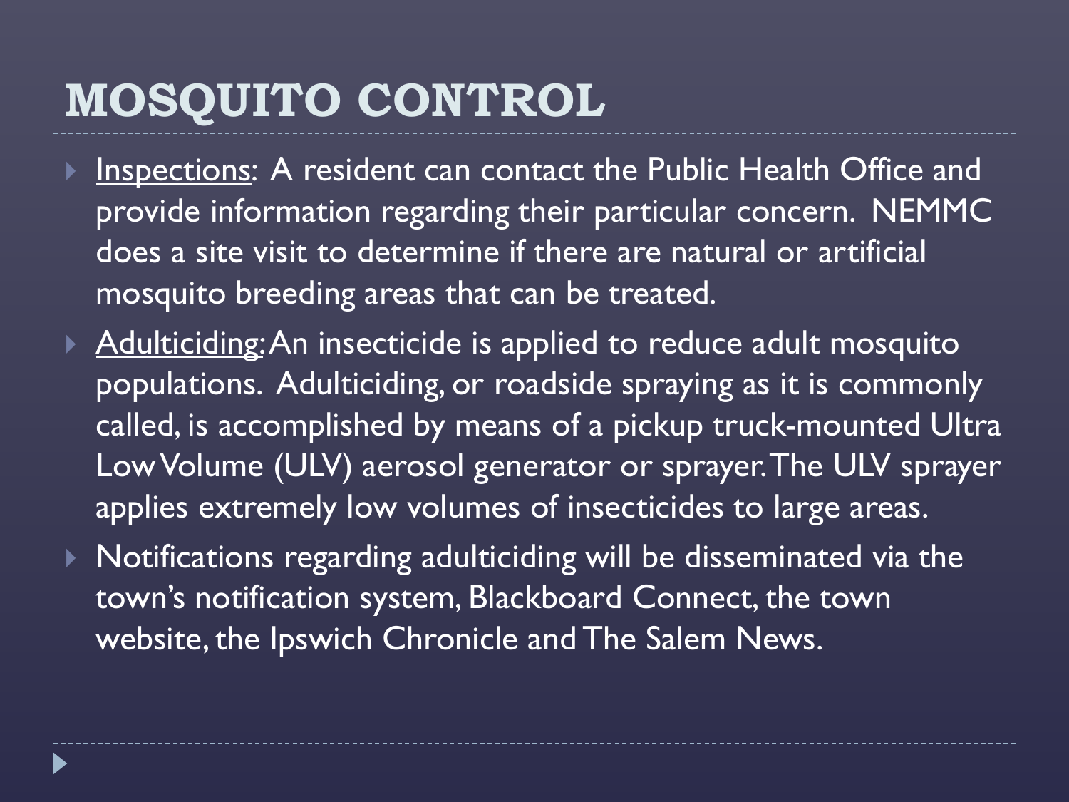# MOSQUITO CONTROL

- <u>Inspections</u>: A resident can contact the Public Health Office and provide information regarding their particular concern. NEMMC does a site visit to determine if there are natural or artificial mosquito breeding areas that can be treated.
- <u>Adulticiding:</u> An insecticide is applied to reduce adult mosquito populations. Adulticiding, or roadside spraying as it is commonly called, is accomplished by means of a pickup truck-mounted Ultra Low Volume (ULV) aerosol generator or sprayer. The ULV sprayer applies extremely low volumes of insecticides to large areas.
- Notifications regarding adulticiding will be disseminated via the town's notification system, Blackboard Connect, the town website, the Ipswich Chronicle and The Salem News.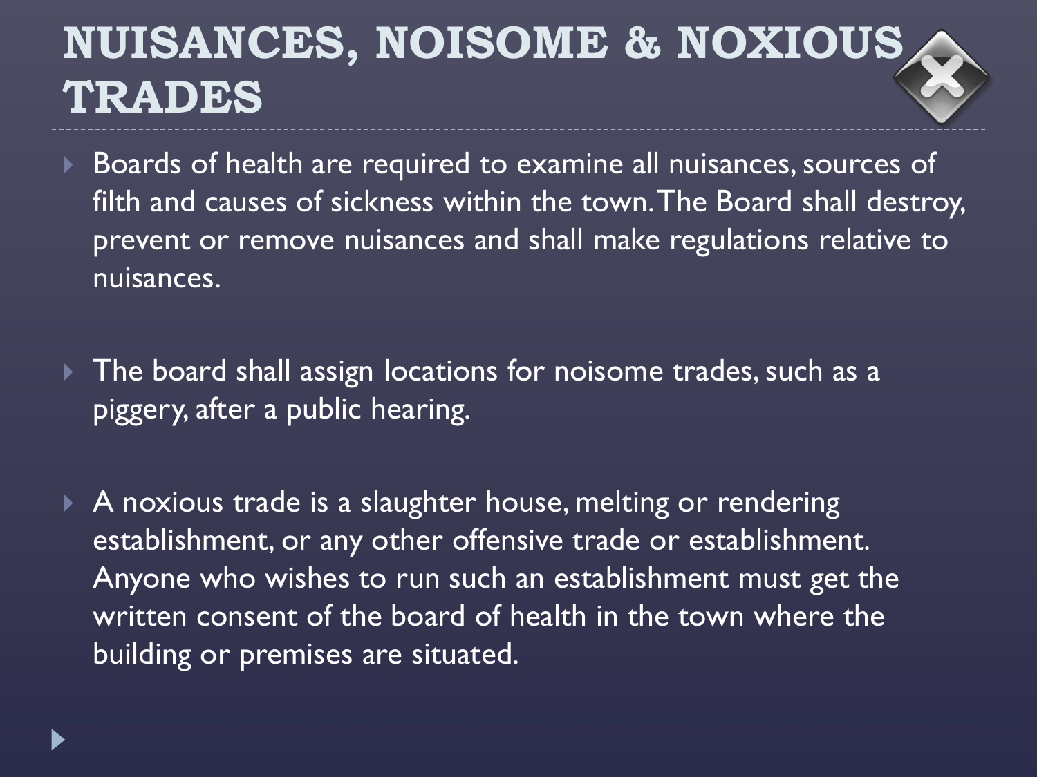# NUISANCES, NOISOME & NOXIOUS TRADES

- Boards of health are required to examine all nuisances, sources of filth and causes of sickness within the town. The Board shall destroy, prevent or remove nuisances and shall make regulations relative to nuisances.

- The board shall assign locations for noisome trades, such as a piggery, after a public hearing.

- A noxious trade is a slaughter house, melting or rendering establishment, or any other offensive trade or establishment. Anyone who wishes to run such an establishment must get the written consent of the board of health in the town where the building or premises are situated.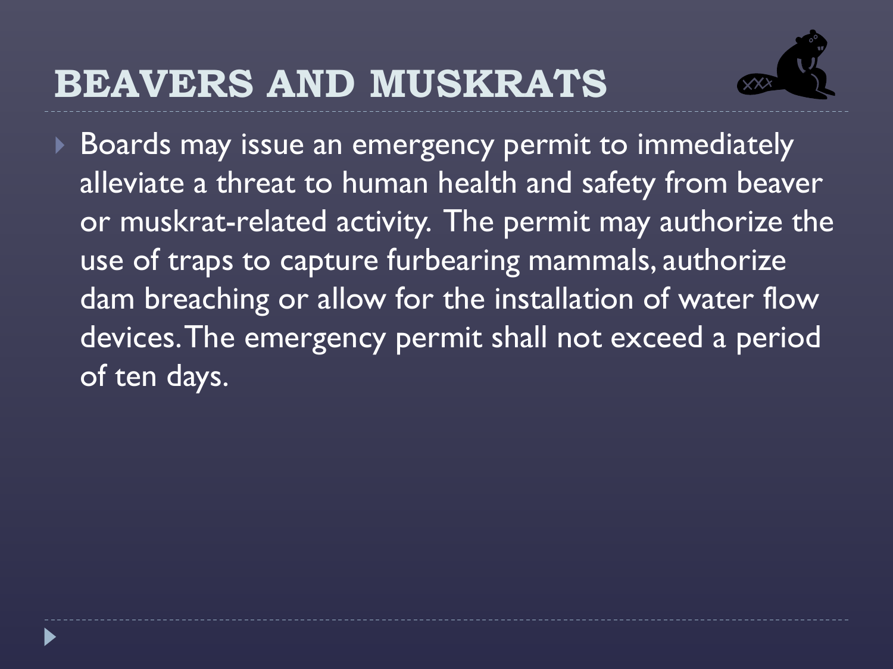# BEAVERS AND MUSKRATS

- Boards may issue an emergency permit to immediately alleviate a threat to human health and safety from beaver or muskrat-related activity. The permit may authorize the use of traps to capture furbearing mammals, authorize dam breaching or allow for the installation of water flow devices. The emergency permit shall not exceed a period of ten days.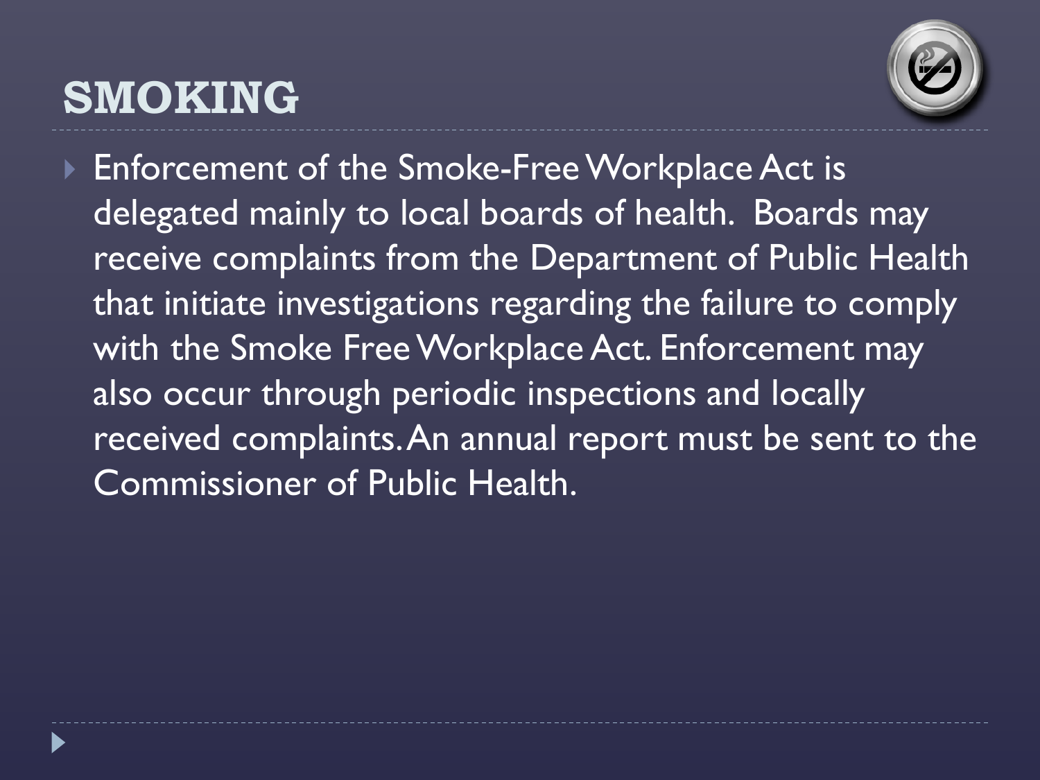# SMOKING

- Enforcement of the Smoke-Free Workplace Act is delegated mainly to local boards of health. Boards may receive complaints from the Department of Public Health that initiate investigations regarding the failure to comply with the Smoke Free Workplace Act. Enforcement may also occur through periodic inspections and locally received complaints. An annual report must be sent to the Commissioner of Public Health.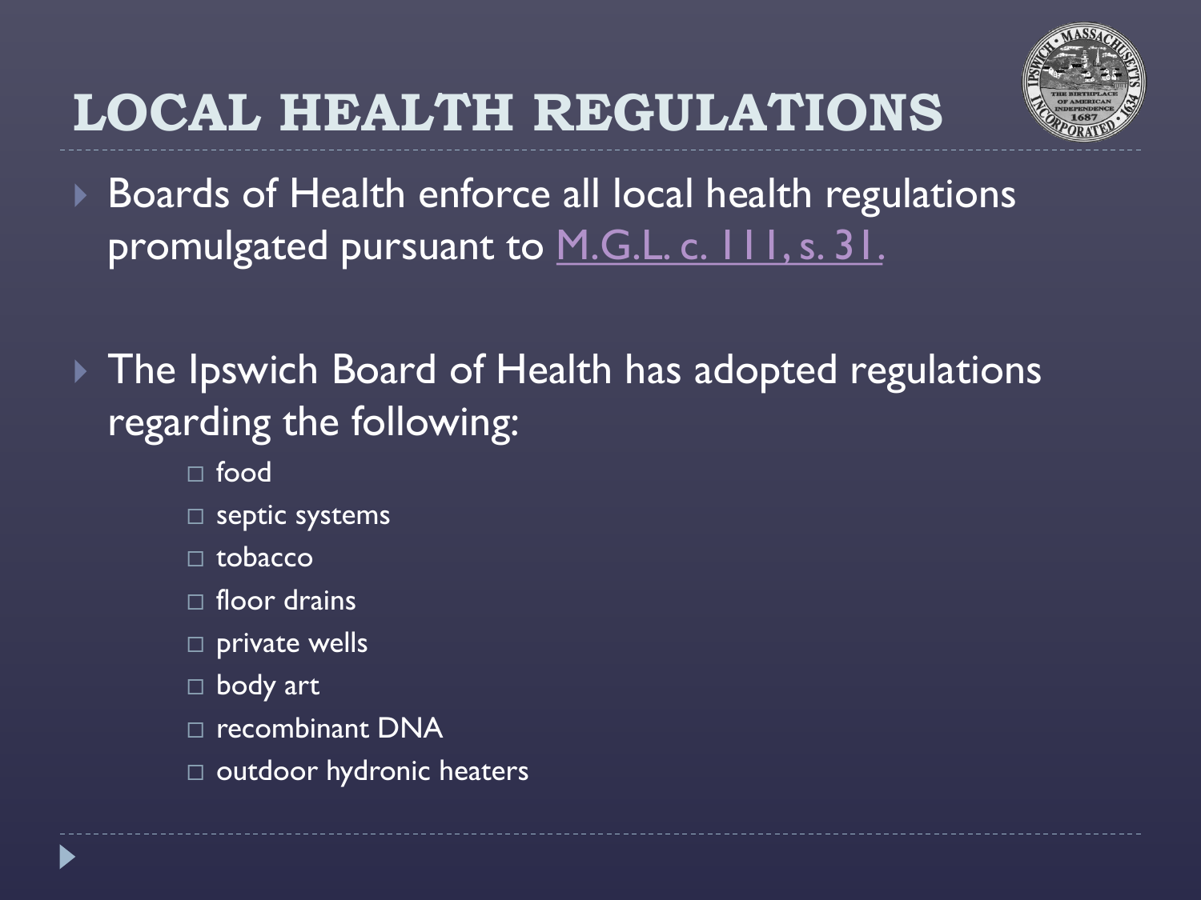# LOCAL HEALTH REGULATIONS

- Boards of Health enforce all local health regulations promulgated pursuant to M.G.L. c. 111, s. 31.

- The Ipswich Board of Health has adopted regulations regarding the following:
  - food
  - septic systems
  - tobacco
  - floor drains
  - private wells
  - body art
  - recombinant DNA
  - outdoor hydronic heaters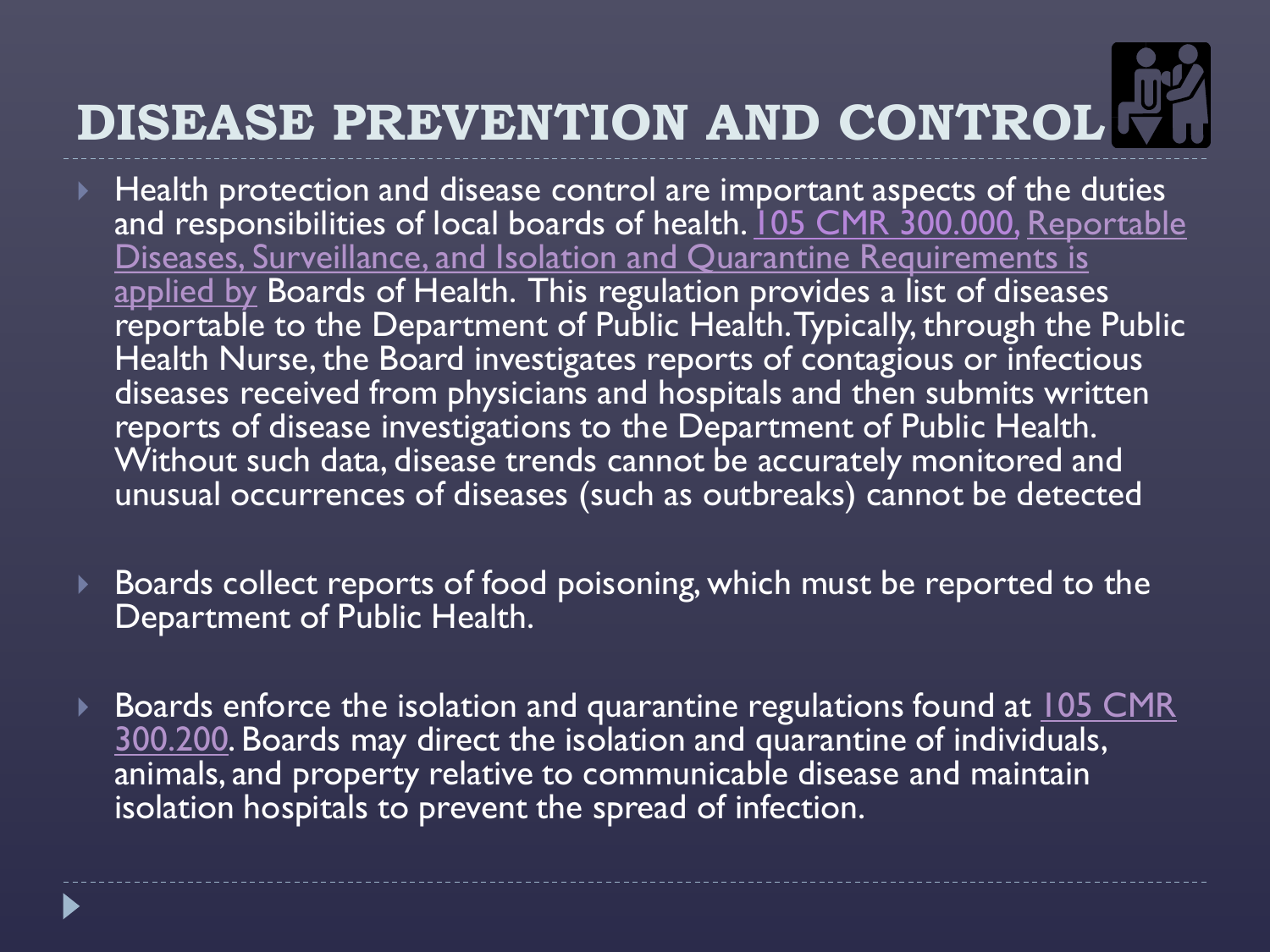# DISEASE PREVENTION AND CONTROL

- Health protection and disease control are important aspects of the duties and responsibilities of local boards of health. 105 CMR 300.000, Reportable Diseases, Surveillance, and Isolation and Quarantine Requirements is applied by Boards of Health. This regulation provides a list of diseases reportable to the Department of Public Health. Typically, through the Public Health Nurse, the Board investigates reports of contagious or infectious diseases received from physicians and hospitals and then submits written reports of disease investigations to the Department of Public Health. Without such data, disease trends cannot be accurately monitored and unusual occurrences of diseases (such as outbreaks) cannot be detected

- Boards collect reports of food poisoning, which must be reported to the Department of Public Health.

- Boards enforce the isolation and quarantine regulations found at 105 CMR 300.200. Boards may direct the isolation and quarantine of individuals, animals, and property relative to communicable disease and maintain isolation hospitals to prevent the spread of infection.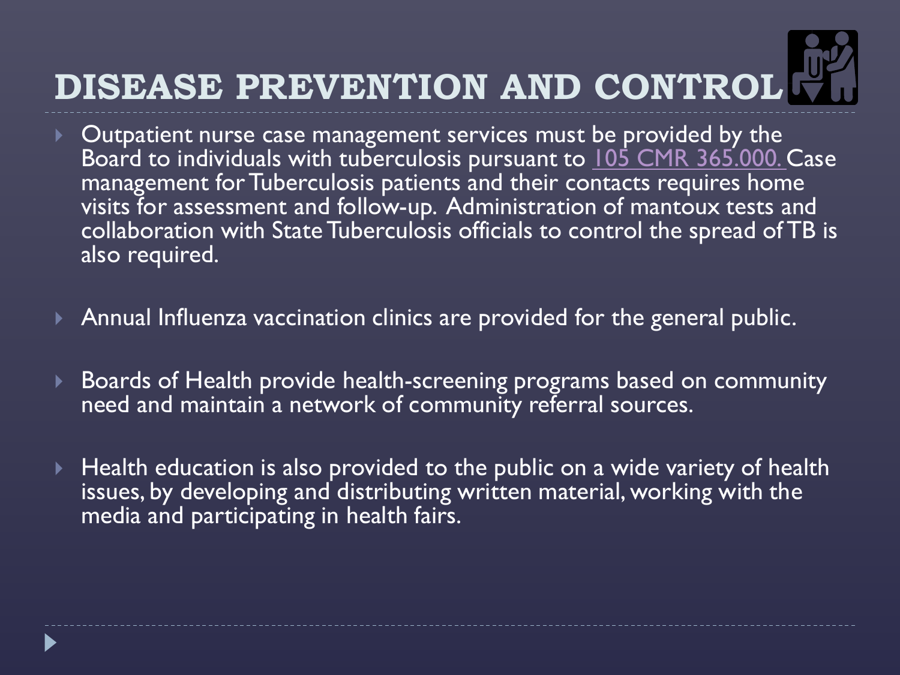# DISEASE PREVENTION AND CONTROL

- Outpatient nurse case management services must be provided by the Board to individuals with tuberculosis pursuant to 105 CMR 365.000. Case management for Tuberculosis patients and their contacts requires home visits for assessment and follow-up. Administration of mantoux tests and collaboration with State Tuberculosis officials to control the spread of TB is also required.

- Annual Influenza vaccination clinics are provided for the general public.

- Boards of Health provide health-screening programs based on community need and maintain a network of community referral sources.

- Health education is also provided to the public on a wide variety of health issues, by developing and distributing written material, working with the media and participating in health fairs.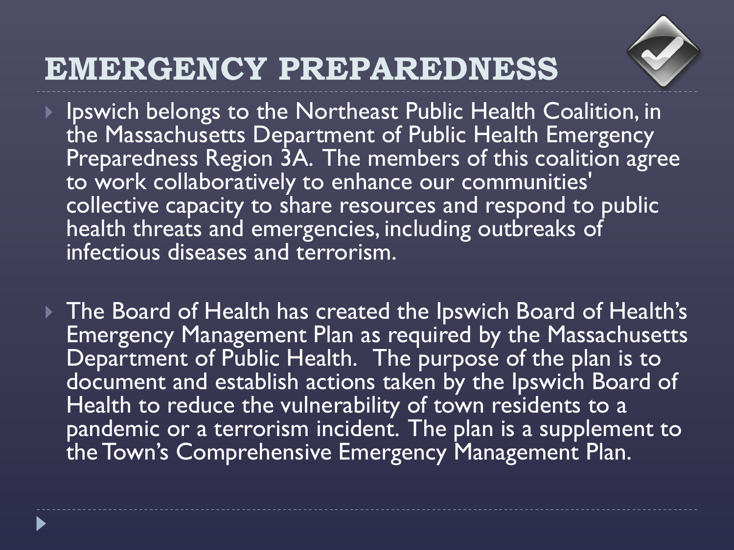# EMERGENCY PREPAREDNESS

- Ipswich belongs to the Northeast Public Health Coalition, in the Massachusetts Department of Public Health Emergency Preparedness Region 3A. The members of this coalition agree to work collaboratively to enhance our communities' collective capacity to share resources and respond to public health threats and emergencies, including outbreaks of infectious diseases and terrorism.

- The Board of Health has created the Ipswich Board of Health's Emergency Management Plan as required by the Massachusetts Department of Public Health. The purpose of the plan is to document and establish actions taken by the Ipswich Board of Health to reduce the vulnerability of town residents to a pandemic or a terrorism incident. The plan is a supplement to the Town's Comprehensive Emergency Management Plan.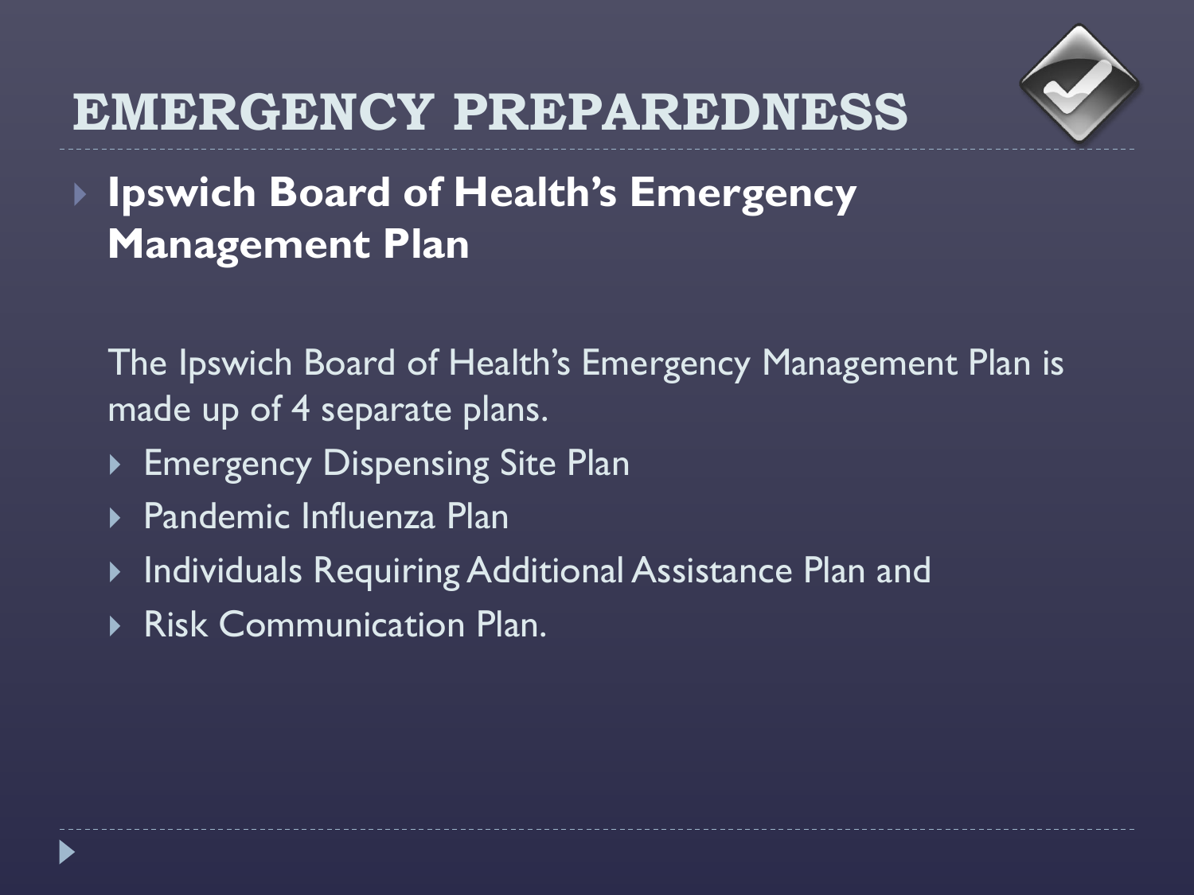# EMERGENCY PREPAREDNESS

- **Ipswich Board of Health's Emergency Management Plan**

  The Ipswich Board of Health's Emergency Management Plan is made up of 4 separate plans.

  - Emergency Dispensing Site Plan
  - Pandemic Influenza Plan
  - Individuals Requiring Additional Assistance Plan and
  - Risk Communication Plan.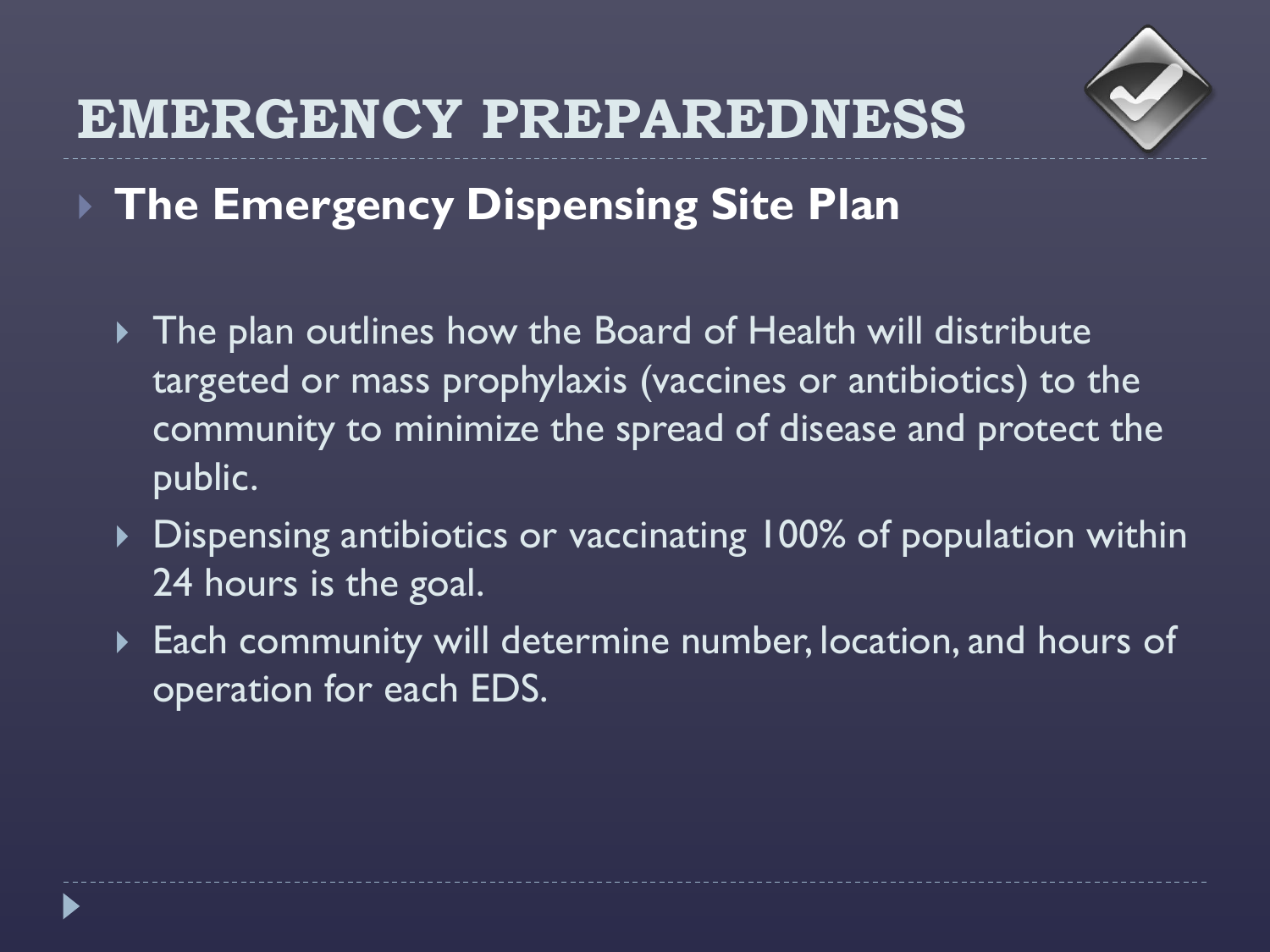# EMERGENCY PREPAREDNESS

- **The Emergency Dispensing Site Plan**
  - The plan outlines how the Board of Health will distribute targeted or mass prophylaxis (vaccines or antibiotics) to the community to minimize the spread of disease and protect the public.
  - Dispensing antibiotics or vaccinating 100% of population within 24 hours is the goal.
  - Each community will determine number, location, and hours of operation for each EDS.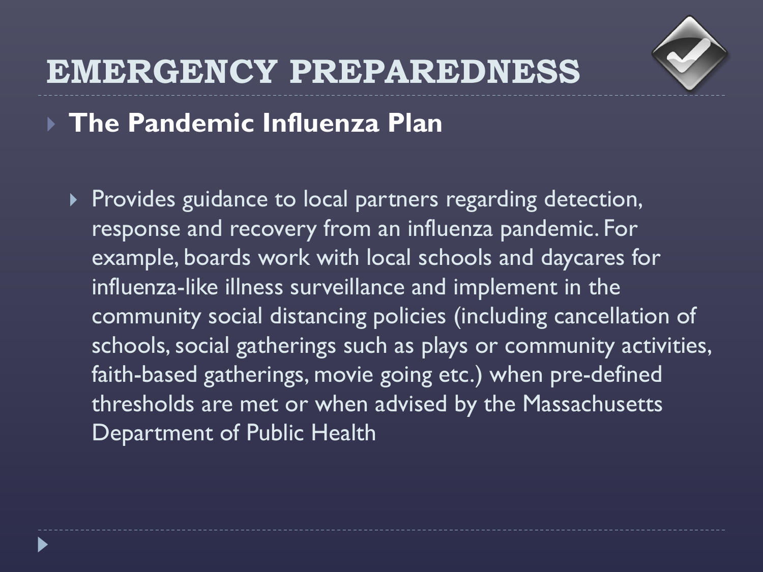# EMERGENCY PREPAREDNESS

- **The Pandemic Influenza Plan**
  - Provides guidance to local partners regarding detection, response and recovery from an influenza pandemic. For example, boards work with local schools and daycares for influenza-like illness surveillance and implement in the community social distancing policies (including cancellation of schools, social gatherings such as plays or community activities, faith-based gatherings, movie going etc.) when pre-defined thresholds are met or when advised by the Massachusetts Department of Public Health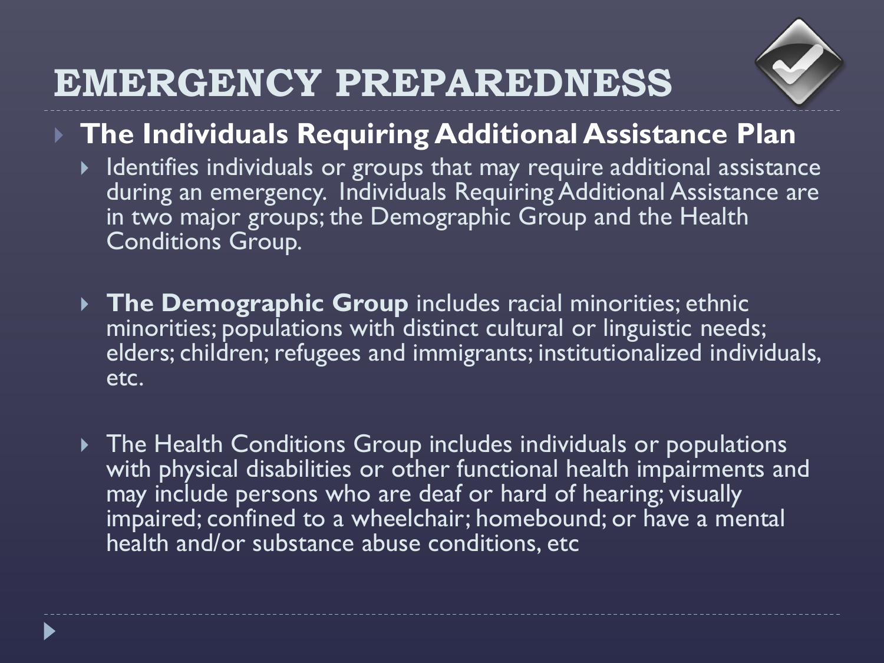# EMERGENCY PREPAREDNESS

- **The Individuals Requiring Additional Assistance Plan**
  - Identifies individuals or groups that may require additional assistance during an emergency. Individuals Requiring Additional Assistance are in two major groups; the Demographic Group and the Health Conditions Group.
  - **The Demographic Group** includes racial minorities; ethnic minorities; populations with distinct cultural or linguistic needs; elders; children; refugees and immigrants; institutionalized individuals, etc.
  - The Health Conditions Group includes individuals or populations with physical disabilities or other functional health impairments and may include persons who are deaf or hard of hearing; visually impaired; confined to a wheelchair; homebound; or have a mental health and/or substance abuse conditions, etc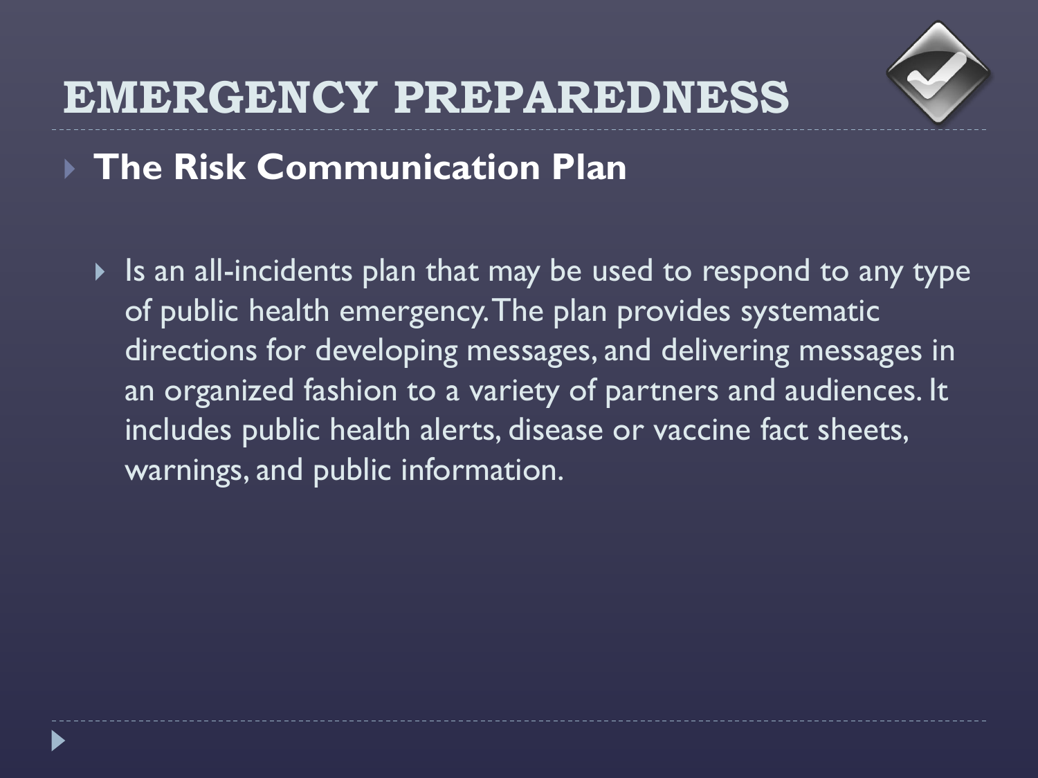# EMERGENCY PREPAREDNESS

- **The Risk Communication Plan**
  - Is an all-incidents plan that may be used to respond to any type of public health emergency. The plan provides systematic directions for developing messages, and delivering messages in an organized fashion to a variety of partners and audiences. It includes public health alerts, disease or vaccine fact sheets, warnings, and public information.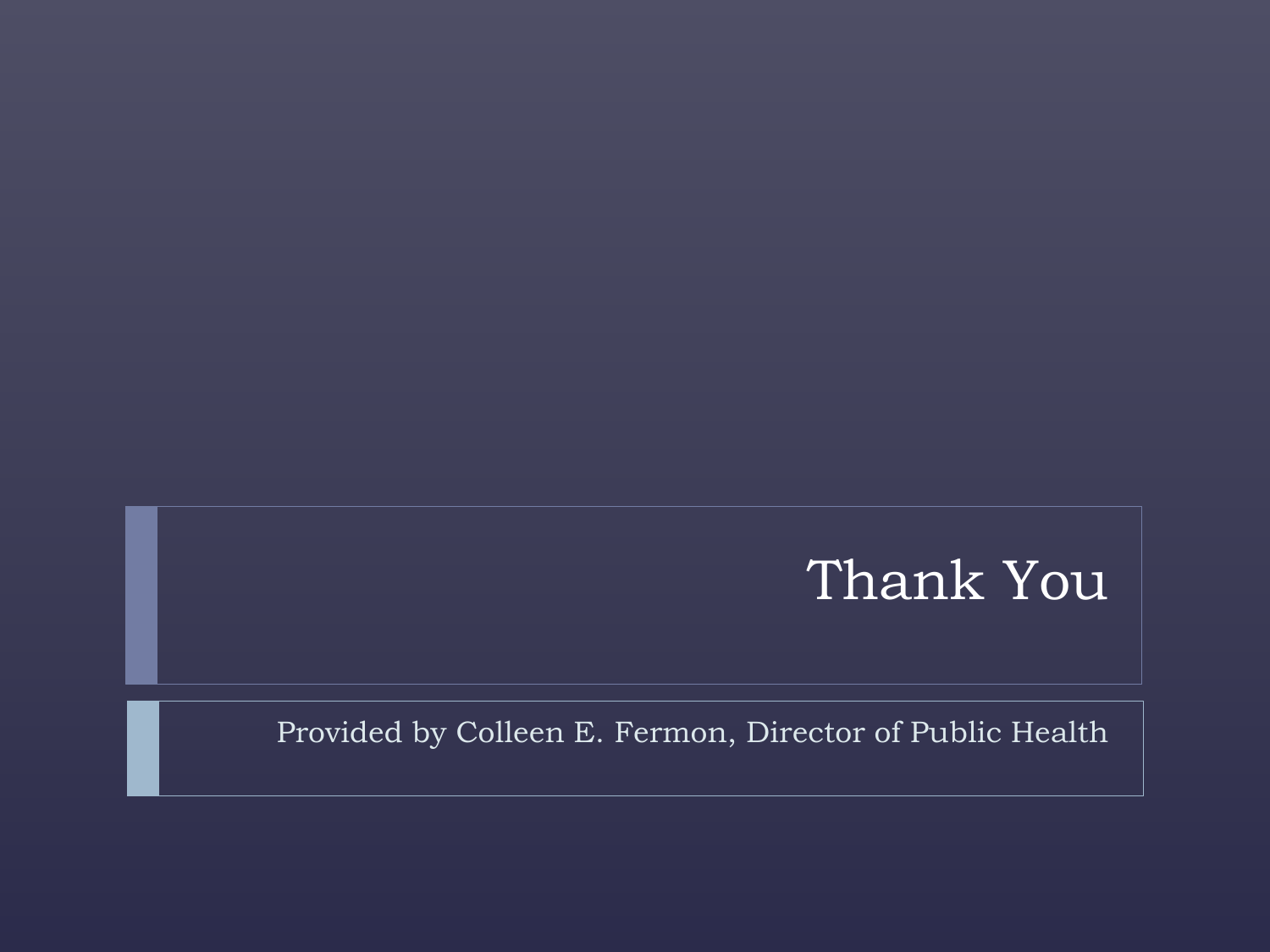# Thank You

Provided by Colleen E. Fermon, Director of Public Health